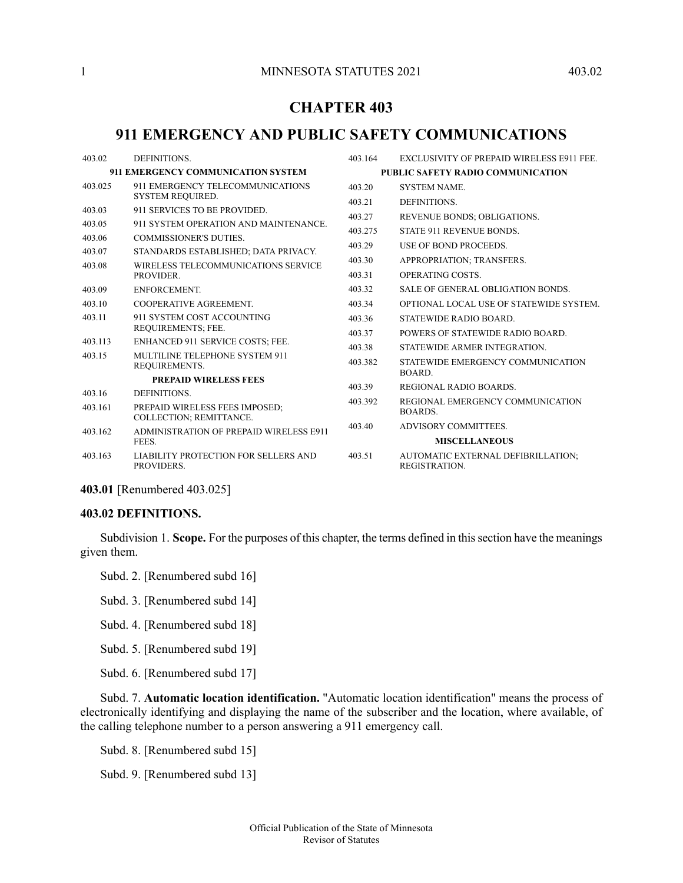# CHAPTER 403

# 911 EMERGENCY AND PUBLIC SAFETY COMMUNICATIONS

| | |
|---|---|
| 403.02 | DEFINITIONS. |
| | **911 EMERGENCY COMMUNICATION SYSTEM** |
| 403.025 | 911 EMERGENCY TELECOMMUNICATIONS SYSTEM REQUIRED. |
| 403.03 | 911 SERVICES TO BE PROVIDED. |
| 403.05 | 911 SYSTEM OPERATION AND MAINTENANCE. |
| 403.06 | COMMISSIONER'S DUTIES. |
| 403.07 | STANDARDS ESTABLISHED; DATA PRIVACY. |
| 403.08 | WIRELESS TELECOMMUNICATIONS SERVICE PROVIDER. |
| 403.09 | ENFORCEMENT. |
| 403.10 | COOPERATIVE AGREEMENT. |
| 403.11 | 911 SYSTEM COST ACCOUNTING REQUIREMENTS; FEE. |
| 403.113 | ENHANCED 911 SERVICE COSTS; FEE. |
| 403.15 | MULTILINE TELEPHONE SYSTEM 911 REQUIREMENTS. |
| | **PREPAID WIRELESS FEES** |
| 403.16 | DEFINITIONS. |
| 403.161 | PREPAID WIRELESS FEES IMPOSED; COLLECTION; REMITTANCE. |
| 403.162 | ADMINISTRATION OF PREPAID WIRELESS E911 FEES. |
| 403.163 | LIABILITY PROTECTION FOR SELLERS AND PROVIDERS. |
| 403.164 | EXCLUSIVITY OF PREPAID WIRELESS E911 FEE. |
| | **PUBLIC SAFETY RADIO COMMUNICATION** |
| 403.20 | SYSTEM NAME. |
| 403.21 | DEFINITIONS. |
| 403.27 | REVENUE BONDS; OBLIGATIONS. |
| 403.275 | STATE 911 REVENUE BONDS. |
| 403.29 | USE OF BOND PROCEEDS. |
| 403.30 | APPROPRIATION; TRANSFERS. |
| 403.31 | OPERATING COSTS. |
| 403.32 | SALE OF GENERAL OBLIGATION BONDS. |
| 403.34 | OPTIONAL LOCAL USE OF STATEWIDE SYSTEM. |
| 403.36 | STATEWIDE RADIO BOARD. |
| 403.37 | POWERS OF STATEWIDE RADIO BOARD. |
| 403.38 | STATEWIDE ARMER INTEGRATION. |
| 403.382 | STATEWIDE EMERGENCY COMMUNICATION BOARD. |
| 403.39 | REGIONAL RADIO BOARDS. |
| 403.392 | REGIONAL EMERGENCY COMMUNICATION BOARDS. |
| 403.40 | ADVISORY COMMITTEES. |
| | **MISCELLANEOUS** |
| 403.51 | AUTOMATIC EXTERNAL DEFIBRILLATION; REGISTRATION. |

**403.01** [Renumbered 403.025]

**403.02 DEFINITIONS.**

Subdivision 1. **Scope.** For the purposes of this chapter, the terms defined in this section have the meanings given them.

Subd. 2. [Renumbered subd 16]

Subd. 3. [Renumbered subd 14]

Subd. 4. [Renumbered subd 18]

Subd. 5. [Renumbered subd 19]

Subd. 6. [Renumbered subd 17]

Subd. 7. **Automatic location identification.** "Automatic location identification" means the process of electronically identifying and displaying the name of the subscriber and the location, where available, of the calling telephone number to a person answering a 911 emergency call.

Subd. 8. [Renumbered subd 15]

Subd. 9. [Renumbered subd 13]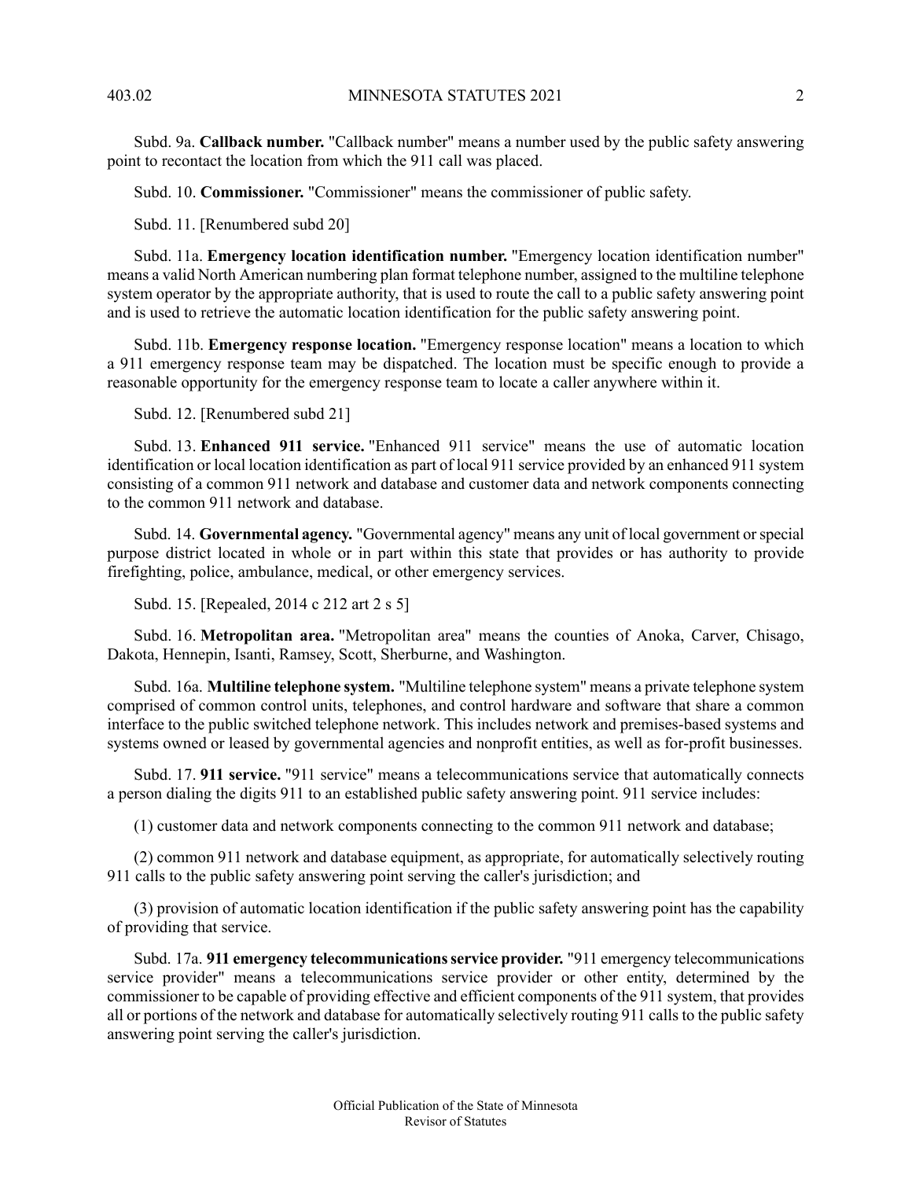Subd. 9a. **Callback number.** "Callback number" means a number used by the public safety answering point to recontact the location from which the 911 call was placed.

Subd. 10. **Commissioner.** "Commissioner" means the commissioner of public safety.

Subd. 11. [Renumbered subd 20]

Subd. 11a. **Emergency location identification number.** "Emergency location identification number" means a valid North American numbering plan format telephone number, assigned to the multiline telephone system operator by the appropriate authority, that is used to route the call to a public safety answering point and is used to retrieve the automatic location identification for the public safety answering point.

Subd. 11b. **Emergency response location.** "Emergency response location" means a location to which a 911 emergency response team may be dispatched. The location must be specific enough to provide a reasonable opportunity for the emergency response team to locate a caller anywhere within it.

Subd. 12. [Renumbered subd 21]

Subd. 13. **Enhanced 911 service.** "Enhanced 911 service" means the use of automatic location identification or local location identification as part of local 911 service provided by an enhanced 911 system consisting of a common 911 network and database and customer data and network components connecting to the common 911 network and database.

Subd. 14. **Governmental agency.** "Governmental agency" means any unit of local government or special purpose district located in whole or in part within this state that provides or has authority to provide firefighting, police, ambulance, medical, or other emergency services.

Subd. 15. [Repealed, 2014 c 212 art 2 s 5]

Subd. 16. **Metropolitan area.** "Metropolitan area" means the counties of Anoka, Carver, Chisago, Dakota, Hennepin, Isanti, Ramsey, Scott, Sherburne, and Washington.

Subd. 16a. **Multiline telephone system.** "Multiline telephone system" means a private telephone system comprised of common control units, telephones, and control hardware and software that share a common interface to the public switched telephone network. This includes network and premises-based systems and systems owned or leased by governmental agencies and nonprofit entities, as well as for-profit businesses.

Subd. 17. **911 service.** "911 service" means a telecommunications service that automatically connects a person dialing the digits 911 to an established public safety answering point. 911 service includes:

(1) customer data and network components connecting to the common 911 network and database;

(2) common 911 network and database equipment, as appropriate, for automatically selectively routing 911 calls to the public safety answering point serving the caller's jurisdiction; and

(3) provision of automatic location identification if the public safety answering point has the capability of providing that service.

Subd. 17a. **911 emergency telecommunications service provider.** "911 emergency telecommunications service provider" means a telecommunications service provider or other entity, determined by the commissioner to be capable of providing effective and efficient components of the 911 system, that provides all or portions of the network and database for automatically selectively routing 911 calls to the public safety answering point serving the caller's jurisdiction.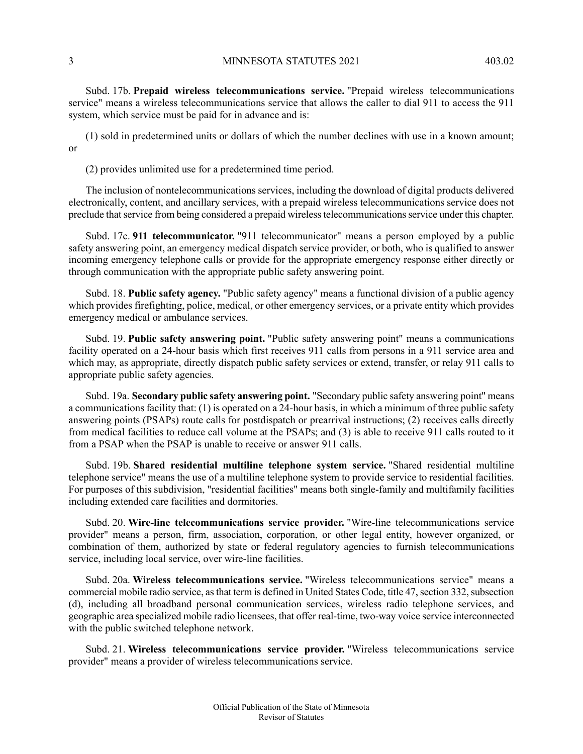Subd. 17b. **Prepaid wireless telecommunications service.** "Prepaid wireless telecommunications service" means a wireless telecommunications service that allows the caller to dial 911 to access the 911 system, which service must be paid for in advance and is:

(1) sold in predetermined units or dollars of which the number declines with use in a known amount; or

(2) provides unlimited use for a predetermined time period.

The inclusion of nontelecommunications services, including the download of digital products delivered electronically, content, and ancillary services, with a prepaid wireless telecommunications service does not preclude that service from being considered a prepaid wireless telecommunications service under this chapter.

Subd. 17c. **911 telecommunicator.** "911 telecommunicator" means a person employed by a public safety answering point, an emergency medical dispatch service provider, or both, who is qualified to answer incoming emergency telephone calls or provide for the appropriate emergency response either directly or through communication with the appropriate public safety answering point.

Subd. 18. **Public safety agency.** "Public safety agency" means a functional division of a public agency which provides firefighting, police, medical, or other emergency services, or a private entity which provides emergency medical or ambulance services.

Subd. 19. **Public safety answering point.** "Public safety answering point" means a communications facility operated on a 24-hour basis which first receives 911 calls from persons in a 911 service area and which may, as appropriate, directly dispatch public safety services or extend, transfer, or relay 911 calls to appropriate public safety agencies.

Subd. 19a. **Secondary public safety answering point.** "Secondary public safety answering point" means a communications facility that: (1) is operated on a 24-hour basis, in which a minimum of three public safety answering points (PSAPs) route calls for postdispatch or prearrival instructions; (2) receives calls directly from medical facilities to reduce call volume at the PSAPs; and (3) is able to receive 911 calls routed to it from a PSAP when the PSAP is unable to receive or answer 911 calls.

Subd. 19b. **Shared residential multiline telephone system service.** "Shared residential multiline telephone service" means the use of a multiline telephone system to provide service to residential facilities. For purposes of this subdivision, "residential facilities" means both single-family and multifamily facilities including extended care facilities and dormitories.

Subd. 20. **Wire-line telecommunications service provider.** "Wire-line telecommunications service provider" means a person, firm, association, corporation, or other legal entity, however organized, or combination of them, authorized by state or federal regulatory agencies to furnish telecommunications service, including local service, over wire-line facilities.

Subd. 20a. **Wireless telecommunications service.** "Wireless telecommunications service" means a commercial mobile radio service, as that term is defined in United States Code, title 47, section 332, subsection (d), including all broadband personal communication services, wireless radio telephone services, and geographic area specialized mobile radio licensees, that offer real-time, two-way voice service interconnected with the public switched telephone network.

Subd. 21. **Wireless telecommunications service provider.** "Wireless telecommunications service provider" means a provider of wireless telecommunications service.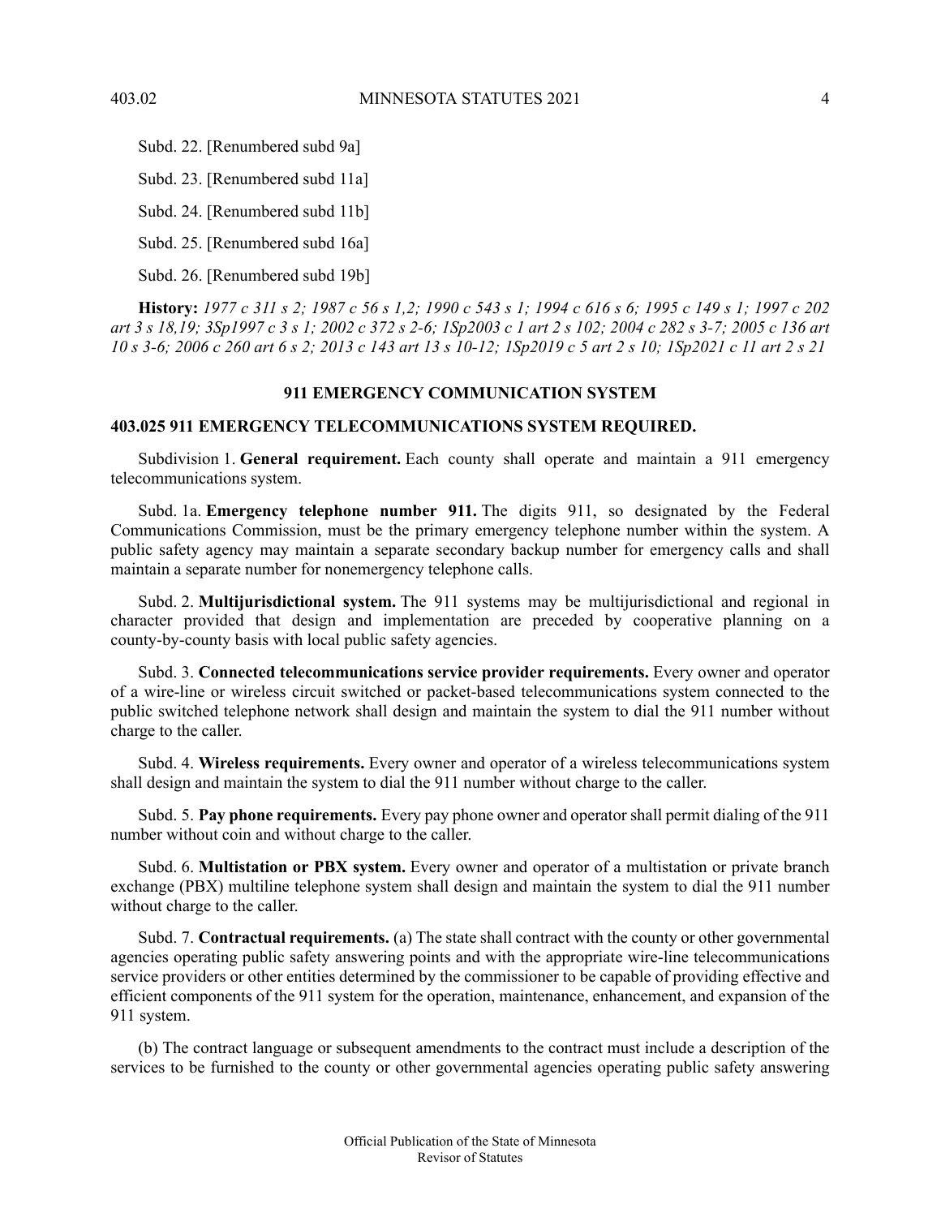Subd. 22. [Renumbered subd 9a]

Subd. 23. [Renumbered subd 11a]

Subd. 24. [Renumbered subd 11b]

Subd. 25. [Renumbered subd 16a]

Subd. 26. [Renumbered subd 19b]

**History:** *1977 c 311 s 2; 1987 c 56 s 1,2; 1990 c 543 s 1; 1994 c 616 s 6; 1995 c 149 s 1; 1997 c 202 art 3 s 18,19; 3Sp1997 c 3 s 1; 2002 c 372 s 2-6; 1Sp2003 c 1 art 2 s 102; 2004 c 282 s 3-7; 2005 c 136 art 10 s 3-6; 2006 c 260 art 6 s 2; 2013 c 143 art 13 s 10-12; 1Sp2019 c 5 art 2 s 10; 1Sp2021 c 11 art 2 s 21*

## 911 EMERGENCY COMMUNICATION SYSTEM

### 403.025 911 EMERGENCY TELECOMMUNICATIONS SYSTEM REQUIRED.

Subdivision 1. **General requirement.** Each county shall operate and maintain a 911 emergency telecommunications system.

Subd. 1a. **Emergency telephone number 911.** The digits 911, so designated by the Federal Communications Commission, must be the primary emergency telephone number within the system. A public safety agency may maintain a separate secondary backup number for emergency calls and shall maintain a separate number for nonemergency telephone calls.

Subd. 2. **Multijurisdictional system.** The 911 systems may be multijurisdictional and regional in character provided that design and implementation are preceded by cooperative planning on a county-by-county basis with local public safety agencies.

Subd. 3. **Connected telecommunications service provider requirements.** Every owner and operator of a wire-line or wireless circuit switched or packet-based telecommunications system connected to the public switched telephone network shall design and maintain the system to dial the 911 number without charge to the caller.

Subd. 4. **Wireless requirements.** Every owner and operator of a wireless telecommunications system shall design and maintain the system to dial the 911 number without charge to the caller.

Subd. 5. **Pay phone requirements.** Every pay phone owner and operator shall permit dialing of the 911 number without coin and without charge to the caller.

Subd. 6. **Multistation or PBX system.** Every owner and operator of a multistation or private branch exchange (PBX) multiline telephone system shall design and maintain the system to dial the 911 number without charge to the caller.

Subd. 7. **Contractual requirements.** (a) The state shall contract with the county or other governmental agencies operating public safety answering points and with the appropriate wire-line telecommunications service providers or other entities determined by the commissioner to be capable of providing effective and efficient components of the 911 system for the operation, maintenance, enhancement, and expansion of the 911 system.

(b) The contract language or subsequent amendments to the contract must include a description of the services to be furnished to the county or other governmental agencies operating public safety answering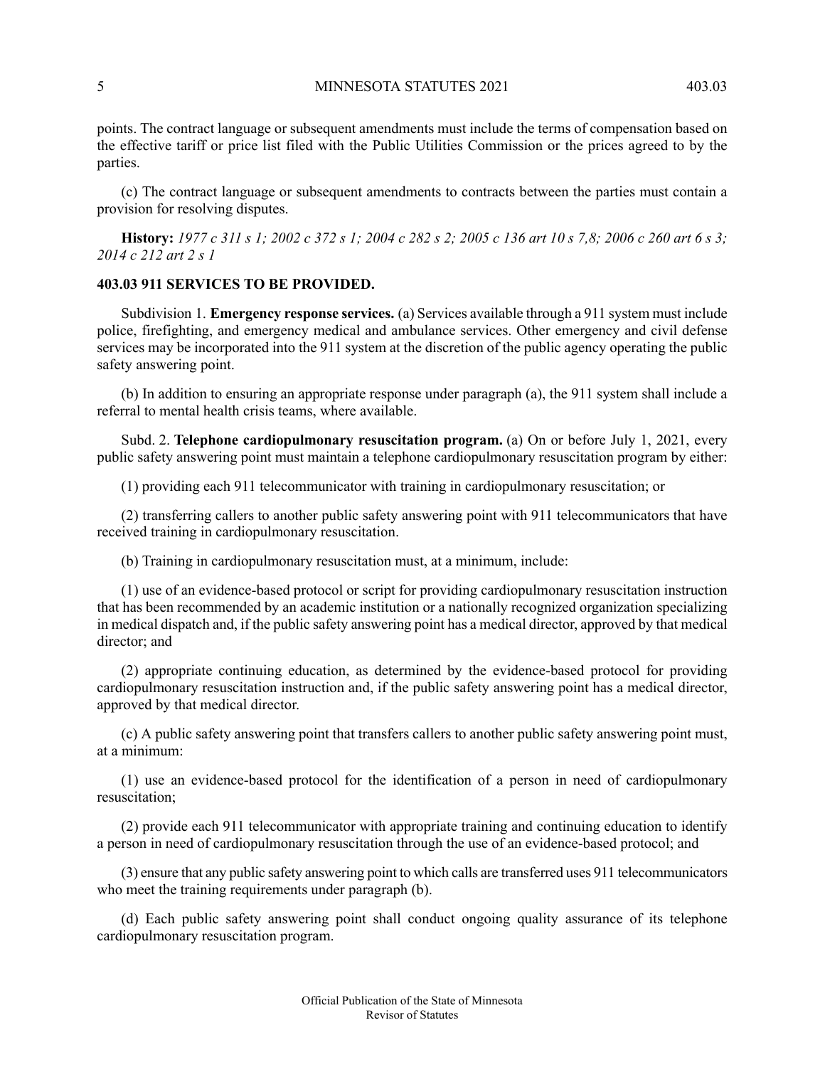points. The contract language or subsequent amendments must include the terms of compensation based on the effective tariff or price list filed with the Public Utilities Commission or the prices agreed to by the parties.

(c) The contract language or subsequent amendments to contracts between the parties must contain a provision for resolving disputes.

**History:** *1977 c 311 s 1; 2002 c 372 s 1; 2004 c 282 s 2; 2005 c 136 art 10 s 7,8; 2006 c 260 art 6 s 3; 2014 c 212 art 2 s 1*

## 403.03 911 SERVICES TO BE PROVIDED.

Subdivision 1. **Emergency response services.** (a) Services available through a 911 system must include police, firefighting, and emergency medical and ambulance services. Other emergency and civil defense services may be incorporated into the 911 system at the discretion of the public agency operating the public safety answering point.

(b) In addition to ensuring an appropriate response under paragraph (a), the 911 system shall include a referral to mental health crisis teams, where available.

Subd. 2. **Telephone cardiopulmonary resuscitation program.** (a) On or before July 1, 2021, every public safety answering point must maintain a telephone cardiopulmonary resuscitation program by either:

(1) providing each 911 telecommunicator with training in cardiopulmonary resuscitation; or

(2) transferring callers to another public safety answering point with 911 telecommunicators that have received training in cardiopulmonary resuscitation.

(b) Training in cardiopulmonary resuscitation must, at a minimum, include:

(1) use of an evidence-based protocol or script for providing cardiopulmonary resuscitation instruction that has been recommended by an academic institution or a nationally recognized organization specializing in medical dispatch and, if the public safety answering point has a medical director, approved by that medical director; and

(2) appropriate continuing education, as determined by the evidence-based protocol for providing cardiopulmonary resuscitation instruction and, if the public safety answering point has a medical director, approved by that medical director.

(c) A public safety answering point that transfers callers to another public safety answering point must, at a minimum:

(1) use an evidence-based protocol for the identification of a person in need of cardiopulmonary resuscitation;

(2) provide each 911 telecommunicator with appropriate training and continuing education to identify a person in need of cardiopulmonary resuscitation through the use of an evidence-based protocol; and

(3) ensure that any public safety answering point to which calls are transferred uses 911 telecommunicators who meet the training requirements under paragraph (b).

(d) Each public safety answering point shall conduct ongoing quality assurance of its telephone cardiopulmonary resuscitation program.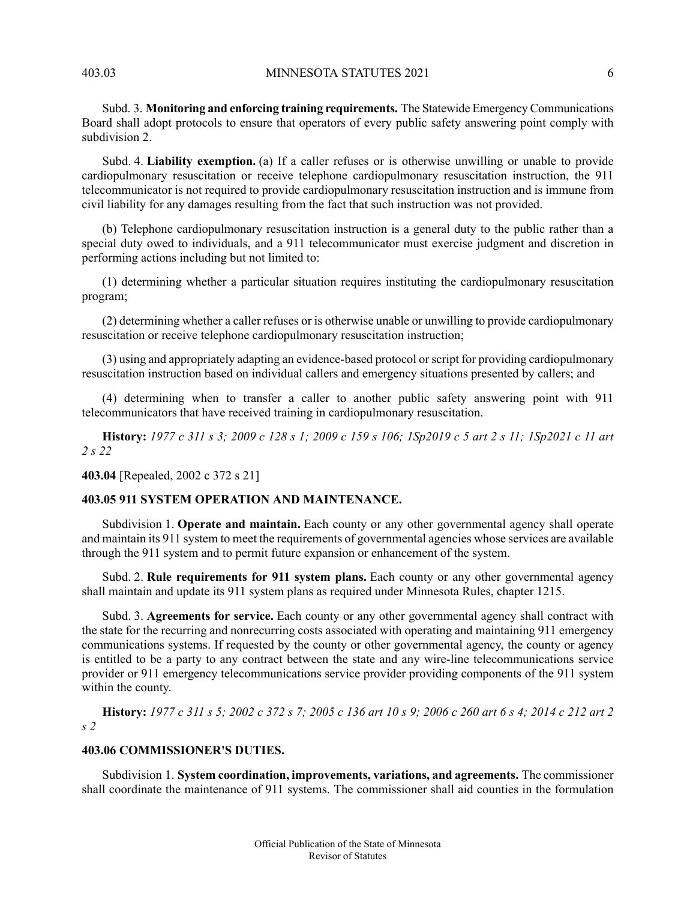Subd. 3. **Monitoring and enforcing training requirements.** The Statewide Emergency Communications Board shall adopt protocols to ensure that operators of every public safety answering point comply with subdivision 2.

Subd. 4. **Liability exemption.** (a) If a caller refuses or is otherwise unwilling or unable to provide cardiopulmonary resuscitation or receive telephone cardiopulmonary resuscitation instruction, the 911 telecommunicator is not required to provide cardiopulmonary resuscitation instruction and is immune from civil liability for any damages resulting from the fact that such instruction was not provided.

(b) Telephone cardiopulmonary resuscitation instruction is a general duty to the public rather than a special duty owed to individuals, and a 911 telecommunicator must exercise judgment and discretion in performing actions including but not limited to:

(1) determining whether a particular situation requires instituting the cardiopulmonary resuscitation program;

(2) determining whether a caller refuses or is otherwise unable or unwilling to provide cardiopulmonary resuscitation or receive telephone cardiopulmonary resuscitation instruction;

(3) using and appropriately adapting an evidence-based protocol or script for providing cardiopulmonary resuscitation instruction based on individual callers and emergency situations presented by callers; and

(4) determining when to transfer a caller to another public safety answering point with 911 telecommunicators that have received training in cardiopulmonary resuscitation.

**History:** *1977 c 311 s 3; 2009 c 128 s 1; 2009 c 159 s 106; 1Sp2019 c 5 art 2 s 11; 1Sp2021 c 11 art 2 s 22*

**403.04** [Repealed, 2002 c 372 s 21]

### 403.05 911 SYSTEM OPERATION AND MAINTENANCE.

Subdivision 1. **Operate and maintain.** Each county or any other governmental agency shall operate and maintain its 911 system to meet the requirements of governmental agencies whose services are available through the 911 system and to permit future expansion or enhancement of the system.

Subd. 2. **Rule requirements for 911 system plans.** Each county or any other governmental agency shall maintain and update its 911 system plans as required under Minnesota Rules, chapter 1215.

Subd. 3. **Agreements for service.** Each county or any other governmental agency shall contract with the state for the recurring and nonrecurring costs associated with operating and maintaining 911 emergency communications systems. If requested by the county or other governmental agency, the county or agency is entitled to be a party to any contract between the state and any wire-line telecommunications service provider or 911 emergency telecommunications service provider providing components of the 911 system within the county.

**History:** *1977 c 311 s 5; 2002 c 372 s 7; 2005 c 136 art 10 s 9; 2006 c 260 art 6 s 4; 2014 c 212 art 2 s 2*

### 403.06 COMMISSIONER'S DUTIES.

Subdivision 1. **System coordination, improvements, variations, and agreements.** The commissioner shall coordinate the maintenance of 911 systems. The commissioner shall aid counties in the formulation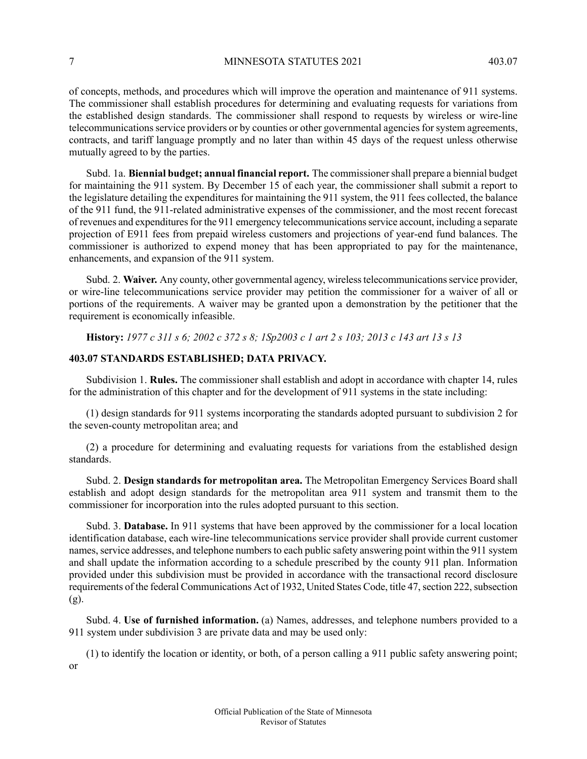of concepts, methods, and procedures which will improve the operation and maintenance of 911 systems. The commissioner shall establish procedures for determining and evaluating requests for variations from the established design standards. The commissioner shall respond to requests by wireless or wire-line telecommunications service providers or by counties or other governmental agencies for system agreements, contracts, and tariff language promptly and no later than within 45 days of the request unless otherwise mutually agreed to by the parties.

Subd. 1a. **Biennial budget; annual financial report.** The commissioner shall prepare a biennial budget for maintaining the 911 system. By December 15 of each year, the commissioner shall submit a report to the legislature detailing the expenditures for maintaining the 911 system, the 911 fees collected, the balance of the 911 fund, the 911-related administrative expenses of the commissioner, and the most recent forecast of revenues and expenditures for the 911 emergency telecommunications service account, including a separate projection of E911 fees from prepaid wireless customers and projections of year-end fund balances. The commissioner is authorized to expend money that has been appropriated to pay for the maintenance, enhancements, and expansion of the 911 system.

Subd. 2. **Waiver.** Any county, other governmental agency, wireless telecommunications service provider, or wire-line telecommunications service provider may petition the commissioner for a waiver of all or portions of the requirements. A waiver may be granted upon a demonstration by the petitioner that the requirement is economically infeasible.

**History:** *1977 c 311 s 6; 2002 c 372 s 8; 1Sp2003 c 1 art 2 s 103; 2013 c 143 art 13 s 13*

### 403.07 STANDARDS ESTABLISHED; DATA PRIVACY.

Subdivision 1. **Rules.** The commissioner shall establish and adopt in accordance with chapter 14, rules for the administration of this chapter and for the development of 911 systems in the state including:

(1) design standards for 911 systems incorporating the standards adopted pursuant to subdivision 2 for the seven-county metropolitan area; and

(2) a procedure for determining and evaluating requests for variations from the established design standards.

Subd. 2. **Design standards for metropolitan area.** The Metropolitan Emergency Services Board shall establish and adopt design standards for the metropolitan area 911 system and transmit them to the commissioner for incorporation into the rules adopted pursuant to this section.

Subd. 3. **Database.** In 911 systems that have been approved by the commissioner for a local location identification database, each wire-line telecommunications service provider shall provide current customer names, service addresses, and telephone numbers to each public safety answering point within the 911 system and shall update the information according to a schedule prescribed by the county 911 plan. Information provided under this subdivision must be provided in accordance with the transactional record disclosure requirements of the federal Communications Act of 1932, United States Code, title 47, section 222, subsection (g).

Subd. 4. **Use of furnished information.** (a) Names, addresses, and telephone numbers provided to a 911 system under subdivision 3 are private data and may be used only:

(1) to identify the location or identity, or both, of a person calling a 911 public safety answering point; or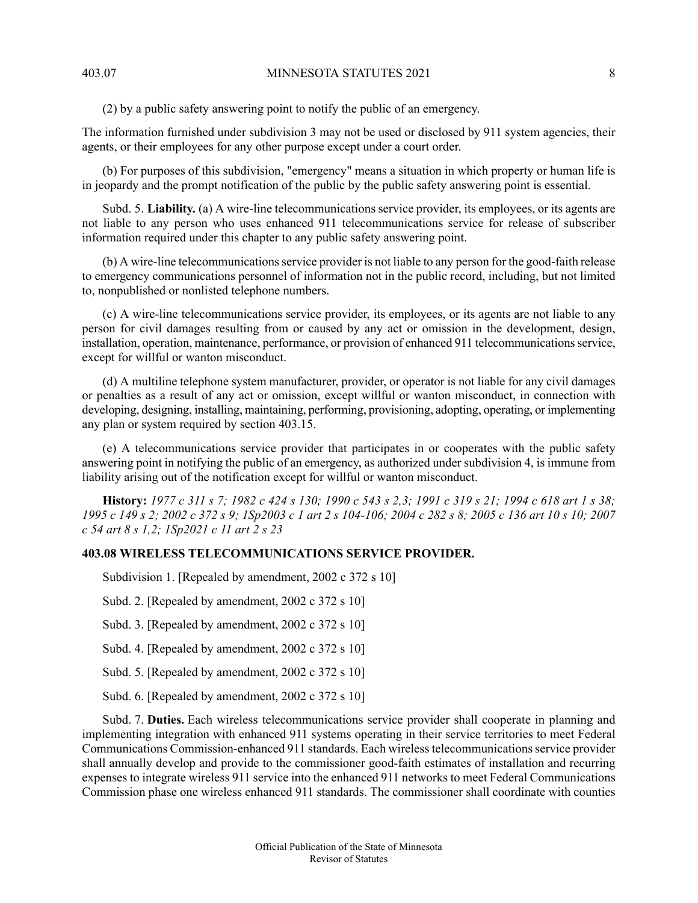(2) by a public safety answering point to notify the public of an emergency.

The information furnished under subdivision 3 may not be used or disclosed by 911 system agencies, their agents, or their employees for any other purpose except under a court order.

(b) For purposes of this subdivision, "emergency" means a situation in which property or human life is in jeopardy and the prompt notification of the public by the public safety answering point is essential.

Subd. 5. **Liability.** (a) A wire-line telecommunications service provider, its employees, or its agents are not liable to any person who uses enhanced 911 telecommunications service for release of subscriber information required under this chapter to any public safety answering point.

(b) A wire-line telecommunications service provider is not liable to any person for the good-faith release to emergency communications personnel of information not in the public record, including, but not limited to, nonpublished or nonlisted telephone numbers.

(c) A wire-line telecommunications service provider, its employees, or its agents are not liable to any person for civil damages resulting from or caused by any act or omission in the development, design, installation, operation, maintenance, performance, or provision of enhanced 911 telecommunications service, except for willful or wanton misconduct.

(d) A multiline telephone system manufacturer, provider, or operator is not liable for any civil damages or penalties as a result of any act or omission, except willful or wanton misconduct, in connection with developing, designing, installing, maintaining, performing, provisioning, adopting, operating, or implementing any plan or system required by section 403.15.

(e) A telecommunications service provider that participates in or cooperates with the public safety answering point in notifying the public of an emergency, as authorized under subdivision 4, is immune from liability arising out of the notification except for willful or wanton misconduct.

**History:** *1977 c 311 s 7; 1982 c 424 s 130; 1990 c 543 s 2,3; 1991 c 319 s 21; 1994 c 618 art 1 s 38; 1995 c 149 s 2; 2002 c 372 s 9; 1Sp2003 c 1 art 2 s 104-106; 2004 c 282 s 8; 2005 c 136 art 10 s 10; 2007 c 54 art 8 s 1,2; 1Sp2021 c 11 art 2 s 23*

## 403.08 WIRELESS TELECOMMUNICATIONS SERVICE PROVIDER.

Subdivision 1. [Repealed by amendment, 2002 c 372 s 10]

Subd. 2. [Repealed by amendment, 2002 c 372 s 10]

Subd. 3. [Repealed by amendment, 2002 c 372 s 10]

Subd. 4. [Repealed by amendment, 2002 c 372 s 10]

Subd. 5. [Repealed by amendment, 2002 c 372 s 10]

Subd. 6. [Repealed by amendment, 2002 c 372 s 10]

Subd. 7. **Duties.** Each wireless telecommunications service provider shall cooperate in planning and implementing integration with enhanced 911 systems operating in their service territories to meet Federal Communications Commission-enhanced 911 standards. Each wireless telecommunications service provider shall annually develop and provide to the commissioner good-faith estimates of installation and recurring expenses to integrate wireless 911 service into the enhanced 911 networks to meet Federal Communications Commission phase one wireless enhanced 911 standards. The commissioner shall coordinate with counties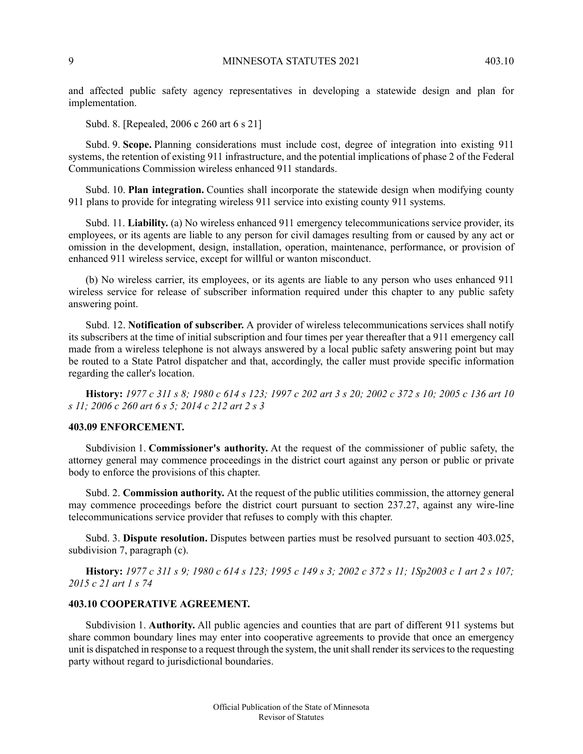and affected public safety agency representatives in developing a statewide design and plan for implementation.

Subd. 8. [Repealed, 2006 c 260 art 6 s 21]

Subd. 9. **Scope.** Planning considerations must include cost, degree of integration into existing 911 systems, the retention of existing 911 infrastructure, and the potential implications of phase 2 of the Federal Communications Commission wireless enhanced 911 standards.

Subd. 10. **Plan integration.** Counties shall incorporate the statewide design when modifying county 911 plans to provide for integrating wireless 911 service into existing county 911 systems.

Subd. 11. **Liability.** (a) No wireless enhanced 911 emergency telecommunications service provider, its employees, or its agents are liable to any person for civil damages resulting from or caused by any act or omission in the development, design, installation, operation, maintenance, performance, or provision of enhanced 911 wireless service, except for willful or wanton misconduct.

(b) No wireless carrier, its employees, or its agents are liable to any person who uses enhanced 911 wireless service for release of subscriber information required under this chapter to any public safety answering point.

Subd. 12. **Notification of subscriber.** A provider of wireless telecommunications services shall notify its subscribers at the time of initial subscription and four times per year thereafter that a 911 emergency call made from a wireless telephone is not always answered by a local public safety answering point but may be routed to a State Patrol dispatcher and that, accordingly, the caller must provide specific information regarding the caller's location.

**History:** *1977 c 311 s 8; 1980 c 614 s 123; 1997 c 202 art 3 s 20; 2002 c 372 s 10; 2005 c 136 art 10 s 11; 2006 c 260 art 6 s 5; 2014 c 212 art 2 s 3*

### 403.09 ENFORCEMENT.

Subdivision 1. **Commissioner's authority.** At the request of the commissioner of public safety, the attorney general may commence proceedings in the district court against any person or public or private body to enforce the provisions of this chapter.

Subd. 2. **Commission authority.** At the request of the public utilities commission, the attorney general may commence proceedings before the district court pursuant to section 237.27, against any wire-line telecommunications service provider that refuses to comply with this chapter.

Subd. 3. **Dispute resolution.** Disputes between parties must be resolved pursuant to section 403.025, subdivision 7, paragraph (c).

**History:** *1977 c 311 s 9; 1980 c 614 s 123; 1995 c 149 s 3; 2002 c 372 s 11; 1Sp2003 c 1 art 2 s 107; 2015 c 21 art 1 s 74*

### 403.10 COOPERATIVE AGREEMENT.

Subdivision 1. **Authority.** All public agencies and counties that are part of different 911 systems but share common boundary lines may enter into cooperative agreements to provide that once an emergency unit is dispatched in response to a request through the system, the unit shall render its services to the requesting party without regard to jurisdictional boundaries.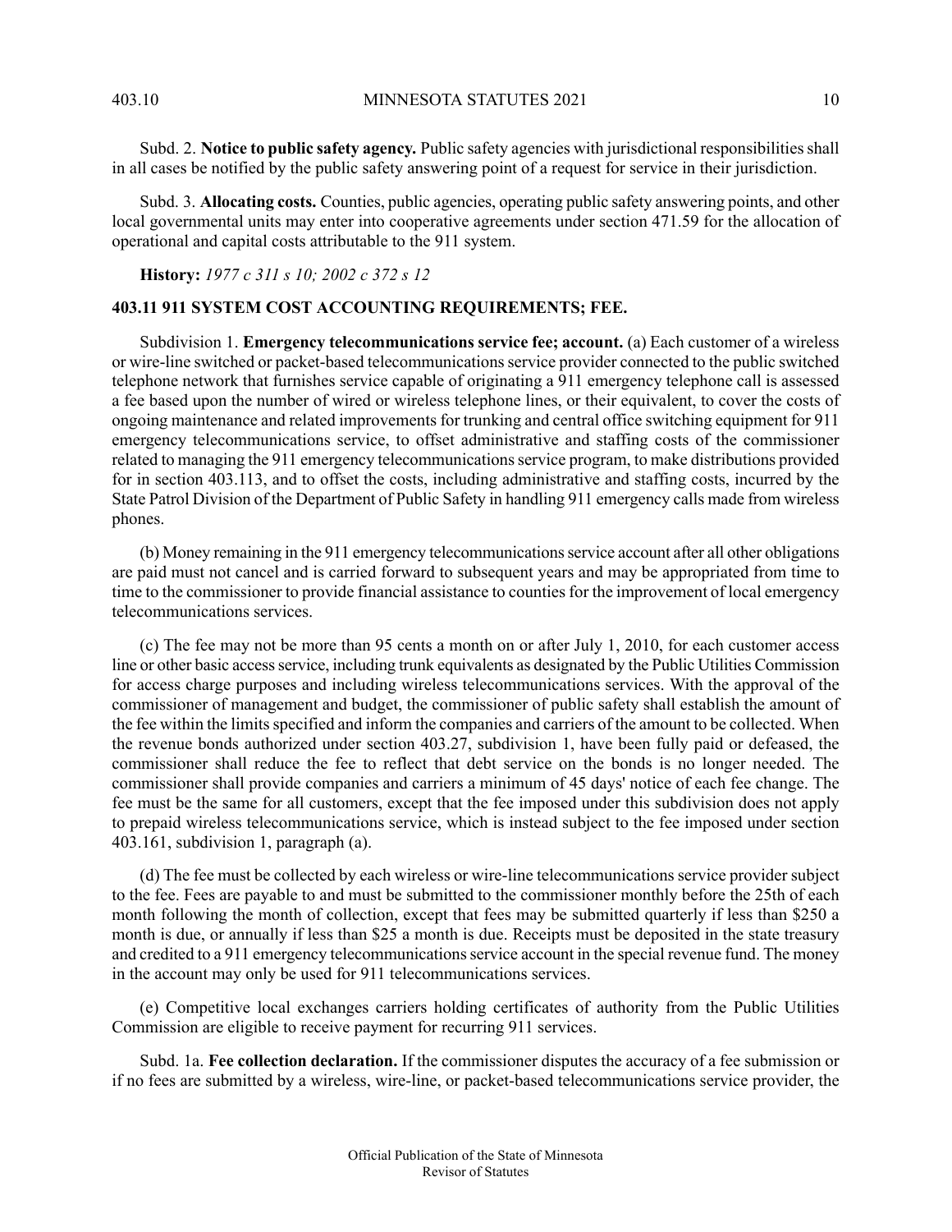Subd. 2. **Notice to public safety agency.** Public safety agencies with jurisdictional responsibilities shall in all cases be notified by the public safety answering point of a request for service in their jurisdiction.

Subd. 3. **Allocating costs.** Counties, public agencies, operating public safety answering points, and other local governmental units may enter into cooperative agreements under section 471.59 for the allocation of operational and capital costs attributable to the 911 system.

**History:** *1977 c 311 s 10; 2002 c 372 s 12*

## 403.11 911 SYSTEM COST ACCOUNTING REQUIREMENTS; FEE.

Subdivision 1. **Emergency telecommunications service fee; account.** (a) Each customer of a wireless or wire-line switched or packet-based telecommunications service provider connected to the public switched telephone network that furnishes service capable of originating a 911 emergency telephone call is assessed a fee based upon the number of wired or wireless telephone lines, or their equivalent, to cover the costs of ongoing maintenance and related improvements for trunking and central office switching equipment for 911 emergency telecommunications service, to offset administrative and staffing costs of the commissioner related to managing the 911 emergency telecommunications service program, to make distributions provided for in section 403.113, and to offset the costs, including administrative and staffing costs, incurred by the State Patrol Division of the Department of Public Safety in handling 911 emergency calls made from wireless phones.

(b) Money remaining in the 911 emergency telecommunications service account after all other obligations are paid must not cancel and is carried forward to subsequent years and may be appropriated from time to time to the commissioner to provide financial assistance to counties for the improvement of local emergency telecommunications services.

(c) The fee may not be more than 95 cents a month on or after July 1, 2010, for each customer access line or other basic access service, including trunk equivalents as designated by the Public Utilities Commission for access charge purposes and including wireless telecommunications services. With the approval of the commissioner of management and budget, the commissioner of public safety shall establish the amount of the fee within the limits specified and inform the companies and carriers of the amount to be collected. When the revenue bonds authorized under section 403.27, subdivision 1, have been fully paid or defeased, the commissioner shall reduce the fee to reflect that debt service on the bonds is no longer needed. The commissioner shall provide companies and carriers a minimum of 45 days' notice of each fee change. The fee must be the same for all customers, except that the fee imposed under this subdivision does not apply to prepaid wireless telecommunications service, which is instead subject to the fee imposed under section 403.161, subdivision 1, paragraph (a).

(d) The fee must be collected by each wireless or wire-line telecommunications service provider subject to the fee. Fees are payable to and must be submitted to the commissioner monthly before the 25th of each month following the month of collection, except that fees may be submitted quarterly if less than $250 a month is due, or annually if less than $25 a month is due. Receipts must be deposited in the state treasury and credited to a 911 emergency telecommunications service account in the special revenue fund. The money in the account may only be used for 911 telecommunications services.

(e) Competitive local exchanges carriers holding certificates of authority from the Public Utilities Commission are eligible to receive payment for recurring 911 services.

Subd. 1a. **Fee collection declaration.** If the commissioner disputes the accuracy of a fee submission or if no fees are submitted by a wireless, wire-line, or packet-based telecommunications service provider, the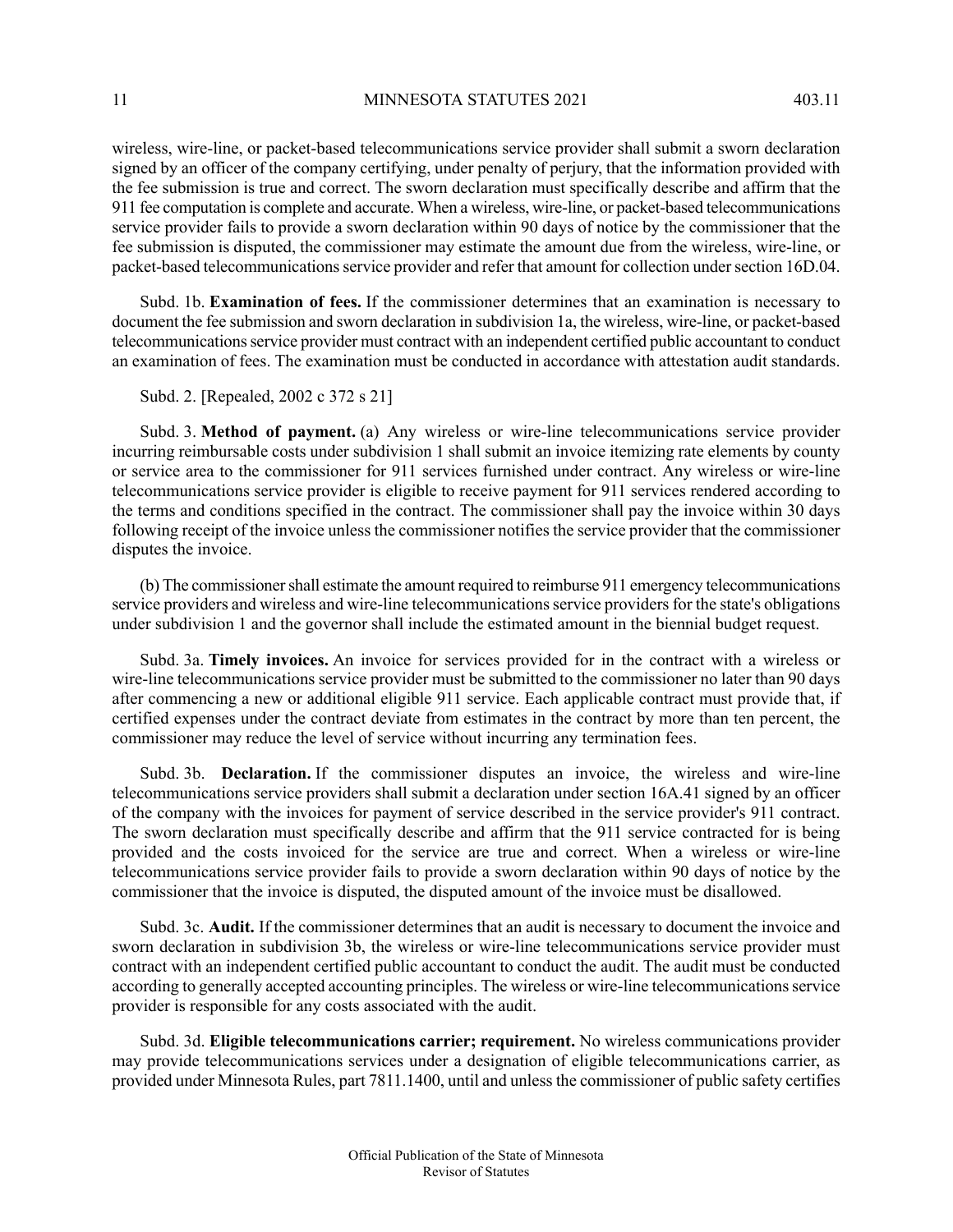wireless, wire-line, or packet-based telecommunications service provider shall submit a sworn declaration signed by an officer of the company certifying, under penalty of perjury, that the information provided with the fee submission is true and correct. The sworn declaration must specifically describe and affirm that the 911 fee computation is complete and accurate. When a wireless, wire-line, or packet-based telecommunications service provider fails to provide a sworn declaration within 90 days of notice by the commissioner that the fee submission is disputed, the commissioner may estimate the amount due from the wireless, wire-line, or packet-based telecommunications service provider and refer that amount for collection under section 16D.04.

Subd. 1b. **Examination of fees.** If the commissioner determines that an examination is necessary to document the fee submission and sworn declaration in subdivision 1a, the wireless, wire-line, or packet-based telecommunications service provider must contract with an independent certified public accountant to conduct an examination of fees. The examination must be conducted in accordance with attestation audit standards.

Subd. 2. [Repealed, 2002 c 372 s 21]

Subd. 3. **Method of payment.** (a) Any wireless or wire-line telecommunications service provider incurring reimbursable costs under subdivision 1 shall submit an invoice itemizing rate elements by county or service area to the commissioner for 911 services furnished under contract. Any wireless or wire-line telecommunications service provider is eligible to receive payment for 911 services rendered according to the terms and conditions specified in the contract. The commissioner shall pay the invoice within 30 days following receipt of the invoice unless the commissioner notifies the service provider that the commissioner disputes the invoice.

(b) The commissioner shall estimate the amount required to reimburse 911 emergency telecommunications service providers and wireless and wire-line telecommunications service providers for the state's obligations under subdivision 1 and the governor shall include the estimated amount in the biennial budget request.

Subd. 3a. **Timely invoices.** An invoice for services provided for in the contract with a wireless or wire-line telecommunications service provider must be submitted to the commissioner no later than 90 days after commencing a new or additional eligible 911 service. Each applicable contract must provide that, if certified expenses under the contract deviate from estimates in the contract by more than ten percent, the commissioner may reduce the level of service without incurring any termination fees.

Subd. 3b. **Declaration.** If the commissioner disputes an invoice, the wireless and wire-line telecommunications service providers shall submit a declaration under section 16A.41 signed by an officer of the company with the invoices for payment of service described in the service provider's 911 contract. The sworn declaration must specifically describe and affirm that the 911 service contracted for is being provided and the costs invoiced for the service are true and correct. When a wireless or wire-line telecommunications service provider fails to provide a sworn declaration within 90 days of notice by the commissioner that the invoice is disputed, the disputed amount of the invoice must be disallowed.

Subd. 3c. **Audit.** If the commissioner determines that an audit is necessary to document the invoice and sworn declaration in subdivision 3b, the wireless or wire-line telecommunications service provider must contract with an independent certified public accountant to conduct the audit. The audit must be conducted according to generally accepted accounting principles. The wireless or wire-line telecommunications service provider is responsible for any costs associated with the audit.

Subd. 3d. **Eligible telecommunications carrier; requirement.** No wireless communications provider may provide telecommunications services under a designation of eligible telecommunications carrier, as provided under Minnesota Rules, part 7811.1400, until and unless the commissioner of public safety certifies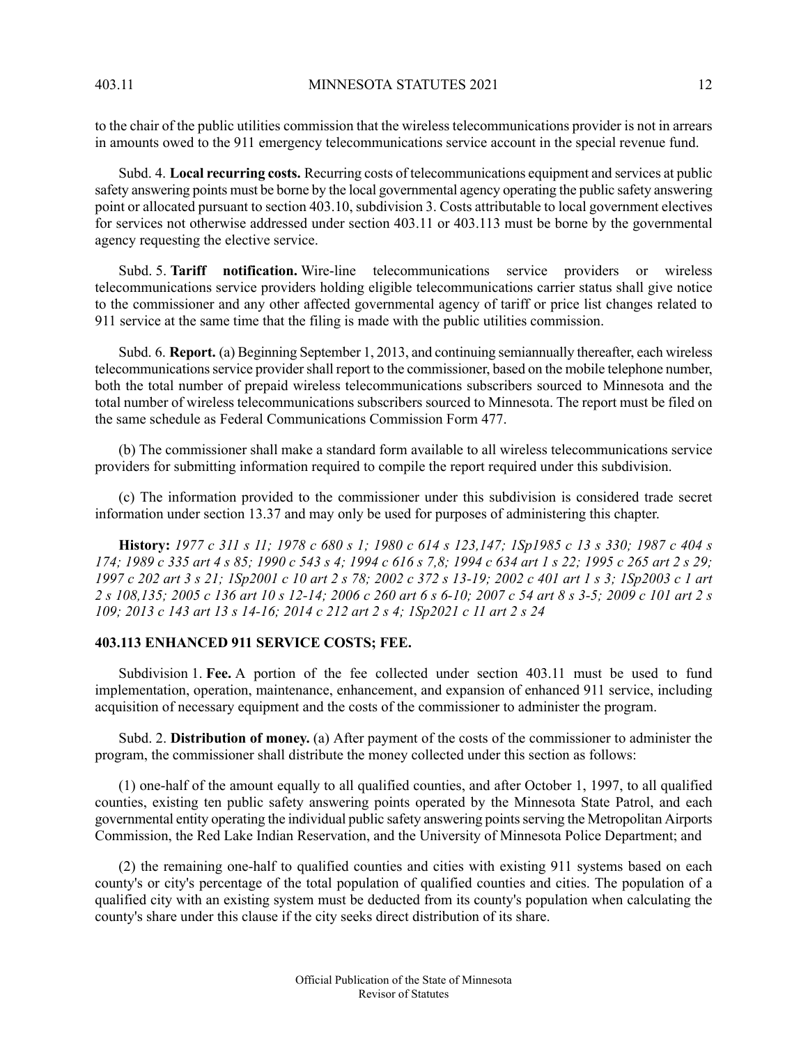to the chair of the public utilities commission that the wireless telecommunications provider is not in arrears in amounts owed to the 911 emergency telecommunications service account in the special revenue fund.

Subd. 4. **Local recurring costs.** Recurring costs of telecommunications equipment and services at public safety answering points must be borne by the local governmental agency operating the public safety answering point or allocated pursuant to section 403.10, subdivision 3. Costs attributable to local government electives for services not otherwise addressed under section 403.11 or 403.113 must be borne by the governmental agency requesting the elective service.

Subd. 5. **Tariff notification.** Wire-line telecommunications service providers or wireless telecommunications service providers holding eligible telecommunications carrier status shall give notice to the commissioner and any other affected governmental agency of tariff or price list changes related to 911 service at the same time that the filing is made with the public utilities commission.

Subd. 6. **Report.** (a) Beginning September 1, 2013, and continuing semiannually thereafter, each wireless telecommunications service provider shall report to the commissioner, based on the mobile telephone number, both the total number of prepaid wireless telecommunications subscribers sourced to Minnesota and the total number of wireless telecommunications subscribers sourced to Minnesota. The report must be filed on the same schedule as Federal Communications Commission Form 477.

(b) The commissioner shall make a standard form available to all wireless telecommunications service providers for submitting information required to compile the report required under this subdivision.

(c) The information provided to the commissioner under this subdivision is considered trade secret information under section 13.37 and may only be used for purposes of administering this chapter.

**History:** *1977 c 311 s 11; 1978 c 680 s 1; 1980 c 614 s 123,147; 1Sp1985 c 13 s 330; 1987 c 404 s 174; 1989 c 335 art 4 s 85; 1990 c 543 s 4; 1994 c 616 s 7,8; 1994 c 634 art 1 s 22; 1995 c 265 art 2 s 29; 1997 c 202 art 3 s 21; 1Sp2001 c 10 art 2 s 78; 2002 c 372 s 13-19; 2002 c 401 art 1 s 3; 1Sp2003 c 1 art 2 s 108,135; 2005 c 136 art 10 s 12-14; 2006 c 260 art 6 s 6-10; 2007 c 54 art 8 s 3-5; 2009 c 101 art 2 s 109; 2013 c 143 art 13 s 14-16; 2014 c 212 art 2 s 4; 1Sp2021 c 11 art 2 s 24*

### 403.113 ENHANCED 911 SERVICE COSTS; FEE.

Subdivision 1. **Fee.** A portion of the fee collected under section 403.11 must be used to fund implementation, operation, maintenance, enhancement, and expansion of enhanced 911 service, including acquisition of necessary equipment and the costs of the commissioner to administer the program.

Subd. 2. **Distribution of money.** (a) After payment of the costs of the commissioner to administer the program, the commissioner shall distribute the money collected under this section as follows:

(1) one-half of the amount equally to all qualified counties, and after October 1, 1997, to all qualified counties, existing ten public safety answering points operated by the Minnesota State Patrol, and each governmental entity operating the individual public safety answering points serving the Metropolitan Airports Commission, the Red Lake Indian Reservation, and the University of Minnesota Police Department; and

(2) the remaining one-half to qualified counties and cities with existing 911 systems based on each county's or city's percentage of the total population of qualified counties and cities. The population of a qualified city with an existing system must be deducted from its county's population when calculating the county's share under this clause if the city seeks direct distribution of its share.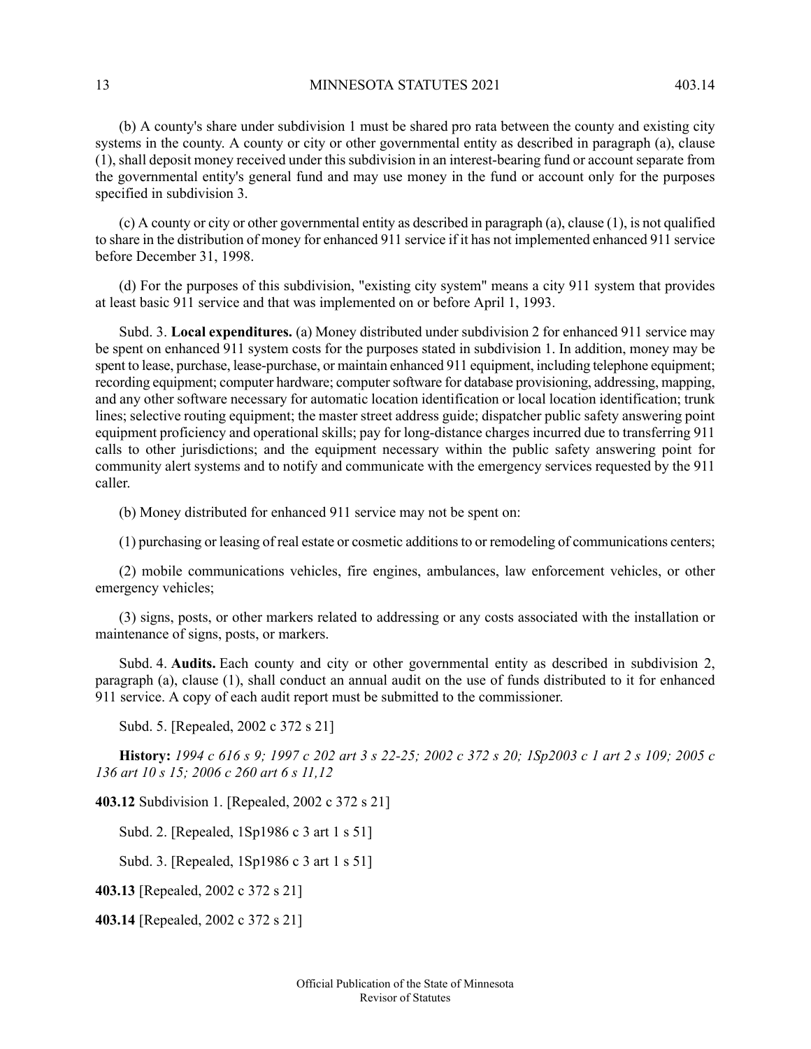(b) A county's share under subdivision 1 must be shared pro rata between the county and existing city systems in the county. A county or city or other governmental entity as described in paragraph (a), clause (1), shall deposit money received under this subdivision in an interest-bearing fund or account separate from the governmental entity's general fund and may use money in the fund or account only for the purposes specified in subdivision 3.

(c) A county or city or other governmental entity as described in paragraph (a), clause (1), is not qualified to share in the distribution of money for enhanced 911 service if it has not implemented enhanced 911 service before December 31, 1998.

(d) For the purposes of this subdivision, "existing city system" means a city 911 system that provides at least basic 911 service and that was implemented on or before April 1, 1993.

Subd. 3. **Local expenditures.** (a) Money distributed under subdivision 2 for enhanced 911 service may be spent on enhanced 911 system costs for the purposes stated in subdivision 1. In addition, money may be spent to lease, purchase, lease-purchase, or maintain enhanced 911 equipment, including telephone equipment; recording equipment; computer hardware; computer software for database provisioning, addressing, mapping, and any other software necessary for automatic location identification or local location identification; trunk lines; selective routing equipment; the master street address guide; dispatcher public safety answering point equipment proficiency and operational skills; pay for long-distance charges incurred due to transferring 911 calls to other jurisdictions; and the equipment necessary within the public safety answering point for community alert systems and to notify and communicate with the emergency services requested by the 911 caller.

(b) Money distributed for enhanced 911 service may not be spent on:

(1) purchasing or leasing of real estate or cosmetic additions to or remodeling of communications centers;

(2) mobile communications vehicles, fire engines, ambulances, law enforcement vehicles, or other emergency vehicles;

(3) signs, posts, or other markers related to addressing or any costs associated with the installation or maintenance of signs, posts, or markers.

Subd. 4. **Audits.** Each county and city or other governmental entity as described in subdivision 2, paragraph (a), clause (1), shall conduct an annual audit on the use of funds distributed to it for enhanced 911 service. A copy of each audit report must be submitted to the commissioner.

Subd. 5. [Repealed, 2002 c 372 s 21]

**History:** *1994 c 616 s 9; 1997 c 202 art 3 s 22-25; 2002 c 372 s 20; 1Sp2003 c 1 art 2 s 109; 2005 c 136 art 10 s 15; 2006 c 260 art 6 s 11,12*

**403.12** Subdivision 1. [Repealed, 2002 c 372 s 21]

Subd. 2. [Repealed, 1Sp1986 c 3 art 1 s 51]

Subd. 3. [Repealed, 1Sp1986 c 3 art 1 s 51]

**403.13** [Repealed, 2002 c 372 s 21]

**403.14** [Repealed, 2002 c 372 s 21]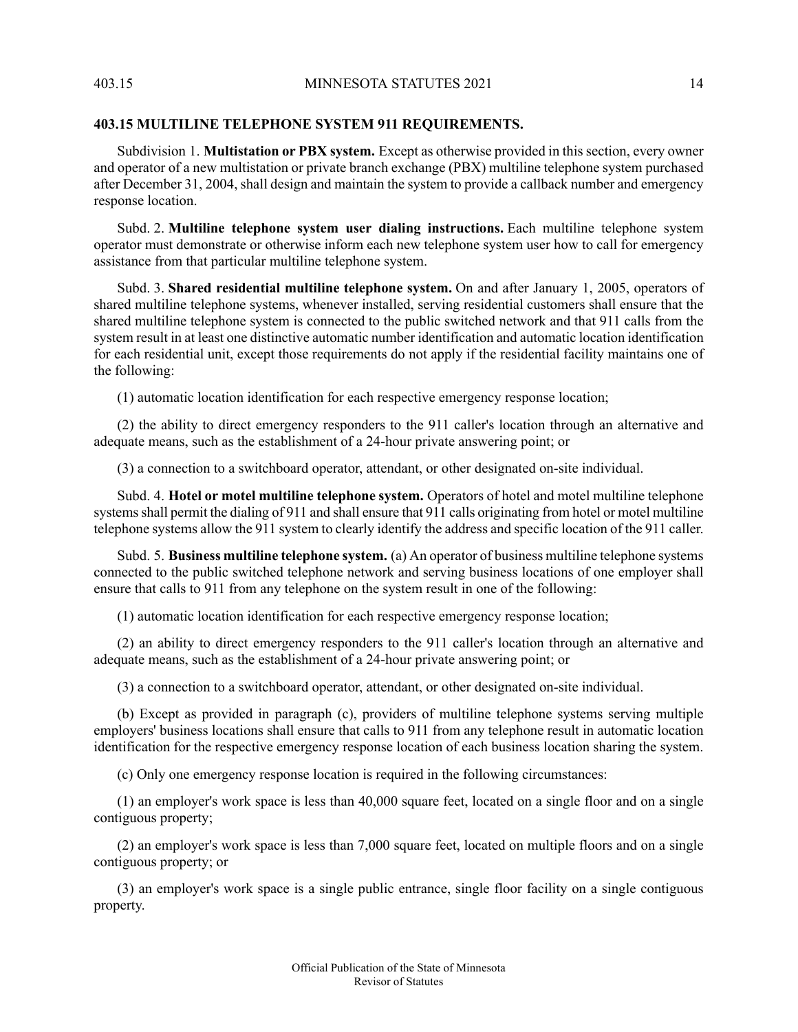## 403.15 MULTILINE TELEPHONE SYSTEM 911 REQUIREMENTS.

Subdivision 1. **Multistation or PBX system.** Except as otherwise provided in this section, every owner and operator of a new multistation or private branch exchange (PBX) multiline telephone system purchased after December 31, 2004, shall design and maintain the system to provide a callback number and emergency response location.

Subd. 2. **Multiline telephone system user dialing instructions.** Each multiline telephone system operator must demonstrate or otherwise inform each new telephone system user how to call for emergency assistance from that particular multiline telephone system.

Subd. 3. **Shared residential multiline telephone system.** On and after January 1, 2005, operators of shared multiline telephone systems, whenever installed, serving residential customers shall ensure that the shared multiline telephone system is connected to the public switched network and that 911 calls from the system result in at least one distinctive automatic number identification and automatic location identification for each residential unit, except those requirements do not apply if the residential facility maintains one of the following:

(1) automatic location identification for each respective emergency response location;

(2) the ability to direct emergency responders to the 911 caller's location through an alternative and adequate means, such as the establishment of a 24-hour private answering point; or

(3) a connection to a switchboard operator, attendant, or other designated on-site individual.

Subd. 4. **Hotel or motel multiline telephone system.** Operators of hotel and motel multiline telephone systems shall permit the dialing of 911 and shall ensure that 911 calls originating from hotel or motel multiline telephone systems allow the 911 system to clearly identify the address and specific location of the 911 caller.

Subd. 5. **Business multiline telephone system.** (a) An operator of business multiline telephone systems connected to the public switched telephone network and serving business locations of one employer shall ensure that calls to 911 from any telephone on the system result in one of the following:

(1) automatic location identification for each respective emergency response location;

(2) an ability to direct emergency responders to the 911 caller's location through an alternative and adequate means, such as the establishment of a 24-hour private answering point; or

(3) a connection to a switchboard operator, attendant, or other designated on-site individual.

(b) Except as provided in paragraph (c), providers of multiline telephone systems serving multiple employers' business locations shall ensure that calls to 911 from any telephone result in automatic location identification for the respective emergency response location of each business location sharing the system.

(c) Only one emergency response location is required in the following circumstances:

(1) an employer's work space is less than 40,000 square feet, located on a single floor and on a single contiguous property;

(2) an employer's work space is less than 7,000 square feet, located on multiple floors and on a single contiguous property; or

(3) an employer's work space is a single public entrance, single floor facility on a single contiguous property.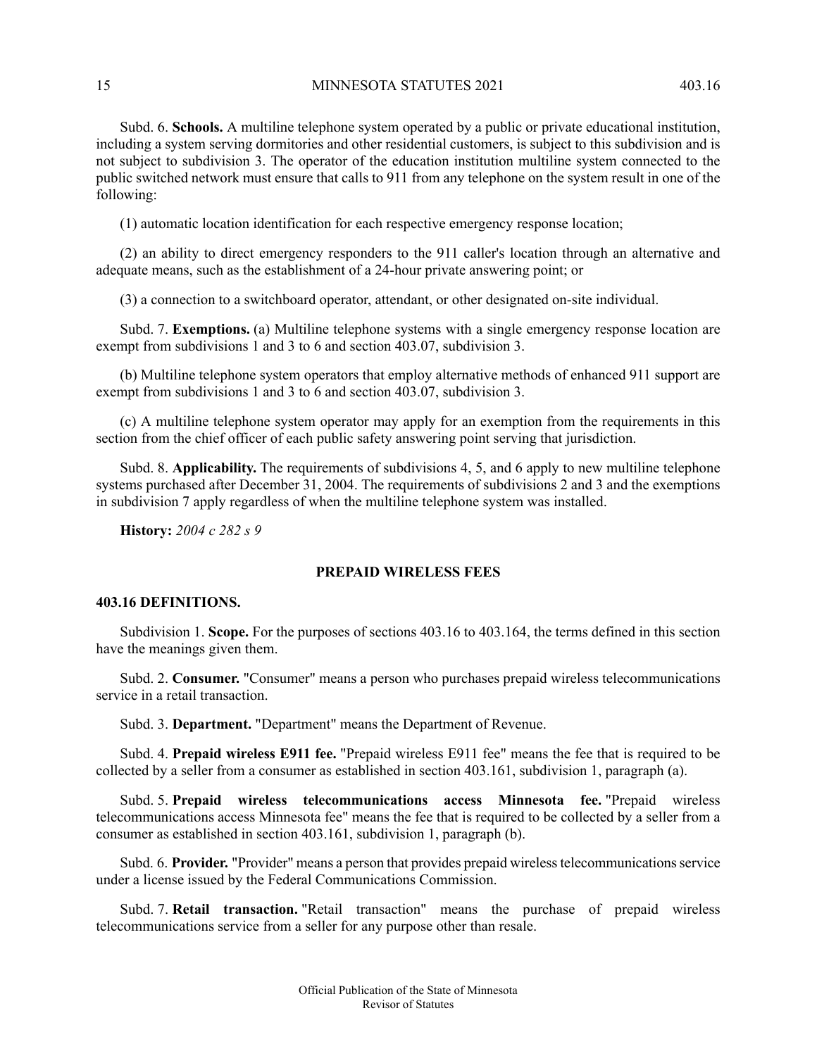Subd. 6. **Schools.** A multiline telephone system operated by a public or private educational institution, including a system serving dormitories and other residential customers, is subject to this subdivision and is not subject to subdivision 3. The operator of the education institution multiline system connected to the public switched network must ensure that calls to 911 from any telephone on the system result in one of the following:

(1) automatic location identification for each respective emergency response location;

(2) an ability to direct emergency responders to the 911 caller's location through an alternative and adequate means, such as the establishment of a 24-hour private answering point; or

(3) a connection to a switchboard operator, attendant, or other designated on-site individual.

Subd. 7. **Exemptions.** (a) Multiline telephone systems with a single emergency response location are exempt from subdivisions 1 and 3 to 6 and section 403.07, subdivision 3.

(b) Multiline telephone system operators that employ alternative methods of enhanced 911 support are exempt from subdivisions 1 and 3 to 6 and section 403.07, subdivision 3.

(c) A multiline telephone system operator may apply for an exemption from the requirements in this section from the chief officer of each public safety answering point serving that jurisdiction.

Subd. 8. **Applicability.** The requirements of subdivisions 4, 5, and 6 apply to new multiline telephone systems purchased after December 31, 2004. The requirements of subdivisions 2 and 3 and the exemptions in subdivision 7 apply regardless of when the multiline telephone system was installed.

**History:** *2004 c 282 s 9*

## PREPAID WIRELESS FEES

### 403.16 DEFINITIONS.

Subdivision 1. **Scope.** For the purposes of sections 403.16 to 403.164, the terms defined in this section have the meanings given them.

Subd. 2. **Consumer.** "Consumer" means a person who purchases prepaid wireless telecommunications service in a retail transaction.

Subd. 3. **Department.** "Department" means the Department of Revenue.

Subd. 4. **Prepaid wireless E911 fee.** "Prepaid wireless E911 fee" means the fee that is required to be collected by a seller from a consumer as established in section 403.161, subdivision 1, paragraph (a).

Subd. 5. **Prepaid wireless telecommunications access Minnesota fee.** "Prepaid wireless telecommunications access Minnesota fee" means the fee that is required to be collected by a seller from a consumer as established in section 403.161, subdivision 1, paragraph (b).

Subd. 6. **Provider.** "Provider" means a person that provides prepaid wireless telecommunications service under a license issued by the Federal Communications Commission.

Subd. 7. **Retail transaction.** "Retail transaction" means the purchase of prepaid wireless telecommunications service from a seller for any purpose other than resale.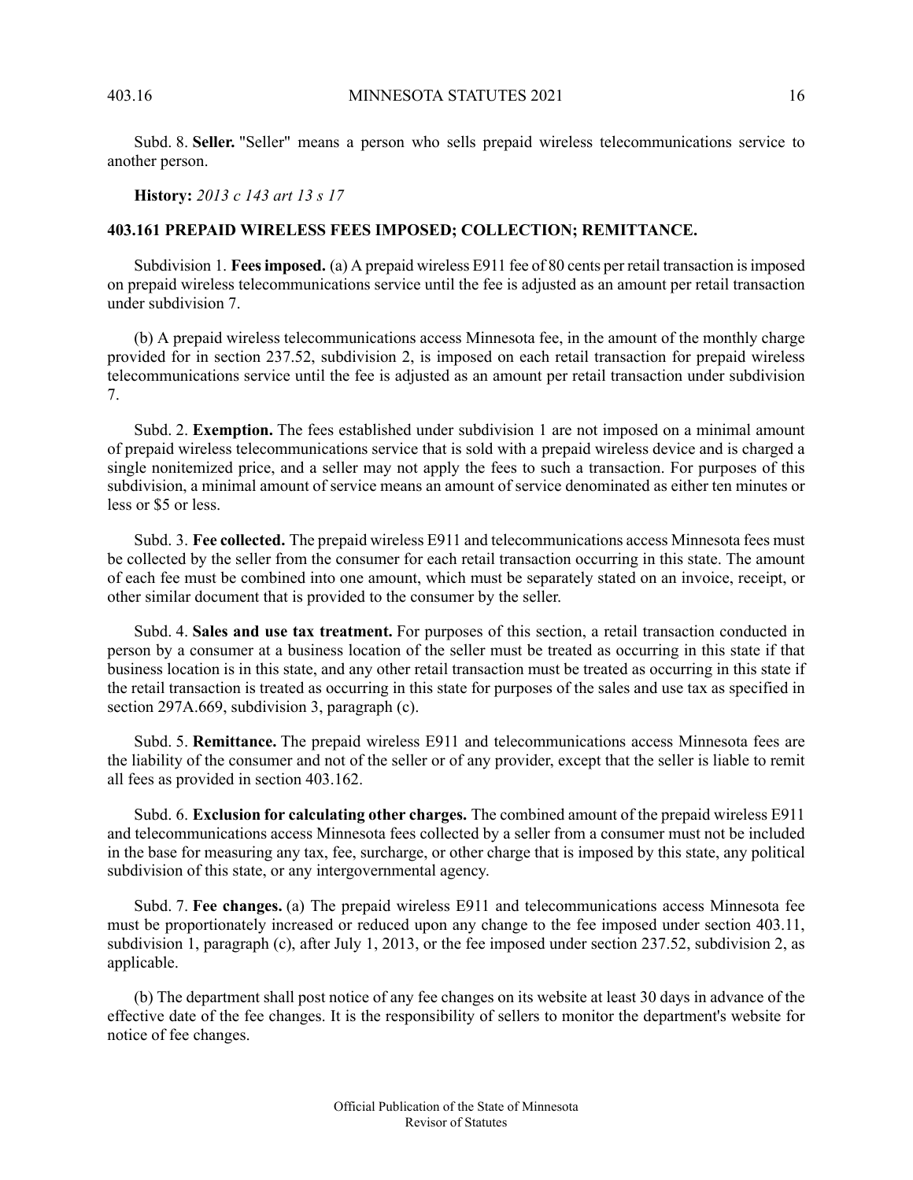Subd. 8. **Seller.** "Seller" means a person who sells prepaid wireless telecommunications service to another person.

**History:** *2013 c 143 art 13 s 17*

**403.161 PREPAID WIRELESS FEES IMPOSED; COLLECTION; REMITTANCE.**

Subdivision 1. **Fees imposed.** (a) A prepaid wireless E911 fee of 80 cents per retail transaction is imposed on prepaid wireless telecommunications service until the fee is adjusted as an amount per retail transaction under subdivision 7.

(b) A prepaid wireless telecommunications access Minnesota fee, in the amount of the monthly charge provided for in section 237.52, subdivision 2, is imposed on each retail transaction for prepaid wireless telecommunications service until the fee is adjusted as an amount per retail transaction under subdivision 7.

Subd. 2. **Exemption.** The fees established under subdivision 1 are not imposed on a minimal amount of prepaid wireless telecommunications service that is sold with a prepaid wireless device and is charged a single nonitemized price, and a seller may not apply the fees to such a transaction. For purposes of this subdivision, a minimal amount of service means an amount of service denominated as either ten minutes or less or $5 or less.

Subd. 3. **Fee collected.** The prepaid wireless E911 and telecommunications access Minnesota fees must be collected by the seller from the consumer for each retail transaction occurring in this state. The amount of each fee must be combined into one amount, which must be separately stated on an invoice, receipt, or other similar document that is provided to the consumer by the seller.

Subd. 4. **Sales and use tax treatment.** For purposes of this section, a retail transaction conducted in person by a consumer at a business location of the seller must be treated as occurring in this state if that business location is in this state, and any other retail transaction must be treated as occurring in this state if the retail transaction is treated as occurring in this state for purposes of the sales and use tax as specified in section 297A.669, subdivision 3, paragraph (c).

Subd. 5. **Remittance.** The prepaid wireless E911 and telecommunications access Minnesota fees are the liability of the consumer and not of the seller or of any provider, except that the seller is liable to remit all fees as provided in section 403.162.

Subd. 6. **Exclusion for calculating other charges.** The combined amount of the prepaid wireless E911 and telecommunications access Minnesota fees collected by a seller from a consumer must not be included in the base for measuring any tax, fee, surcharge, or other charge that is imposed by this state, any political subdivision of this state, or any intergovernmental agency.

Subd. 7. **Fee changes.** (a) The prepaid wireless E911 and telecommunications access Minnesota fee must be proportionately increased or reduced upon any change to the fee imposed under section 403.11, subdivision 1, paragraph (c), after July 1, 2013, or the fee imposed under section 237.52, subdivision 2, as applicable.

(b) The department shall post notice of any fee changes on its website at least 30 days in advance of the effective date of the fee changes. It is the responsibility of sellers to monitor the department's website for notice of fee changes.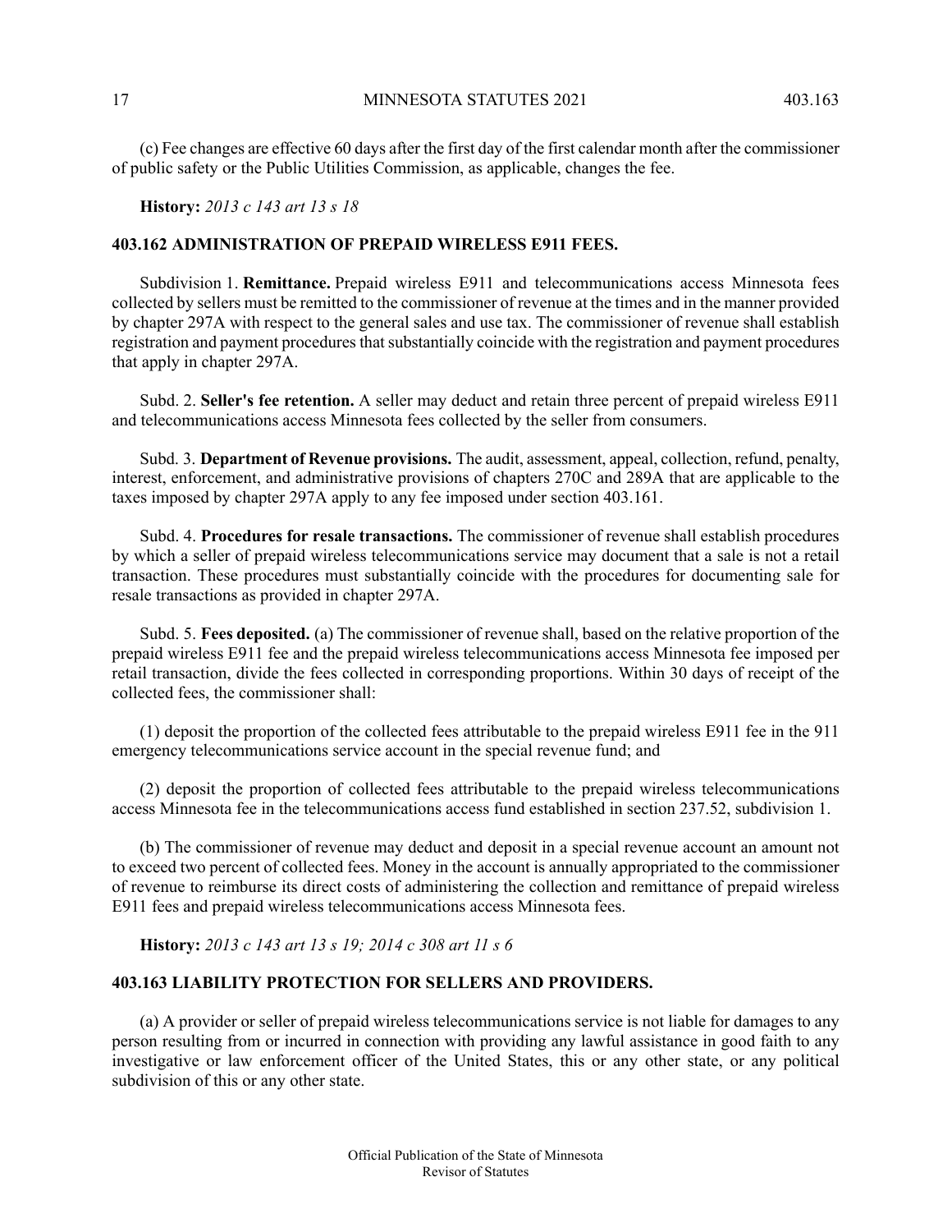(c) Fee changes are effective 60 days after the first day of the first calendar month after the commissioner of public safety or the Public Utilities Commission, as applicable, changes the fee.

**History:** *2013 c 143 art 13 s 18*

## 403.162 ADMINISTRATION OF PREPAID WIRELESS E911 FEES.

Subdivision 1. **Remittance.** Prepaid wireless E911 and telecommunications access Minnesota fees collected by sellers must be remitted to the commissioner of revenue at the times and in the manner provided by chapter 297A with respect to the general sales and use tax. The commissioner of revenue shall establish registration and payment procedures that substantially coincide with the registration and payment procedures that apply in chapter 297A.

Subd. 2. **Seller's fee retention.** A seller may deduct and retain three percent of prepaid wireless E911 and telecommunications access Minnesota fees collected by the seller from consumers.

Subd. 3. **Department of Revenue provisions.** The audit, assessment, appeal, collection, refund, penalty, interest, enforcement, and administrative provisions of chapters 270C and 289A that are applicable to the taxes imposed by chapter 297A apply to any fee imposed under section 403.161.

Subd. 4. **Procedures for resale transactions.** The commissioner of revenue shall establish procedures by which a seller of prepaid wireless telecommunications service may document that a sale is not a retail transaction. These procedures must substantially coincide with the procedures for documenting sale for resale transactions as provided in chapter 297A.

Subd. 5. **Fees deposited.** (a) The commissioner of revenue shall, based on the relative proportion of the prepaid wireless E911 fee and the prepaid wireless telecommunications access Minnesota fee imposed per retail transaction, divide the fees collected in corresponding proportions. Within 30 days of receipt of the collected fees, the commissioner shall:

(1) deposit the proportion of the collected fees attributable to the prepaid wireless E911 fee in the 911 emergency telecommunications service account in the special revenue fund; and

(2) deposit the proportion of collected fees attributable to the prepaid wireless telecommunications access Minnesota fee in the telecommunications access fund established in section 237.52, subdivision 1.

(b) The commissioner of revenue may deduct and deposit in a special revenue account an amount not to exceed two percent of collected fees. Money in the account is annually appropriated to the commissioner of revenue to reimburse its direct costs of administering the collection and remittance of prepaid wireless E911 fees and prepaid wireless telecommunications access Minnesota fees.

**History:** *2013 c 143 art 13 s 19; 2014 c 308 art 11 s 6*

## 403.163 LIABILITY PROTECTION FOR SELLERS AND PROVIDERS.

(a) A provider or seller of prepaid wireless telecommunications service is not liable for damages to any person resulting from or incurred in connection with providing any lawful assistance in good faith to any investigative or law enforcement officer of the United States, this or any other state, or any political subdivision of this or any other state.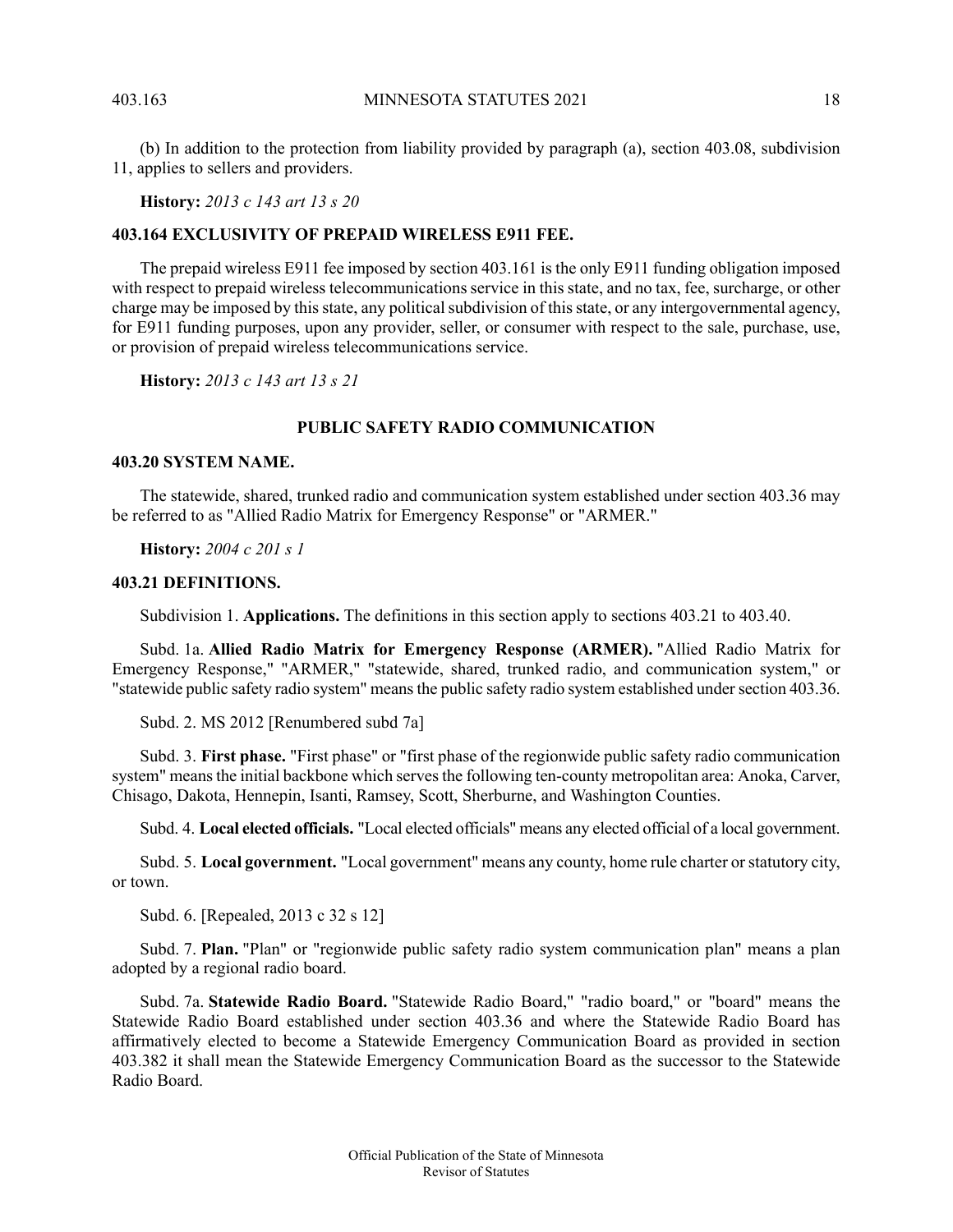(b) In addition to the protection from liability provided by paragraph (a), section 403.08, subdivision 11, applies to sellers and providers.

**History:** *2013 c 143 art 13 s 20*

### 403.164 EXCLUSIVITY OF PREPAID WIRELESS E911 FEE.

The prepaid wireless E911 fee imposed by section 403.161 is the only E911 funding obligation imposed with respect to prepaid wireless telecommunications service in this state, and no tax, fee, surcharge, or other charge may be imposed by this state, any political subdivision of this state, or any intergovernmental agency, for E911 funding purposes, upon any provider, seller, or consumer with respect to the sale, purchase, use, or provision of prepaid wireless telecommunications service.

**History:** *2013 c 143 art 13 s 21*

## PUBLIC SAFETY RADIO COMMUNICATION

### 403.20 SYSTEM NAME.

The statewide, shared, trunked radio and communication system established under section 403.36 may be referred to as "Allied Radio Matrix for Emergency Response" or "ARMER."

**History:** *2004 c 201 s 1*

### 403.21 DEFINITIONS.

Subdivision 1. **Applications.** The definitions in this section apply to sections 403.21 to 403.40.

Subd. 1a. **Allied Radio Matrix for Emergency Response (ARMER).** "Allied Radio Matrix for Emergency Response," "ARMER," "statewide, shared, trunked radio, and communication system," or "statewide public safety radio system" means the public safety radio system established under section 403.36.

Subd. 2. MS 2012 [Renumbered subd 7a]

Subd. 3. **First phase.** "First phase" or "first phase of the regionwide public safety radio communication system" means the initial backbone which serves the following ten-county metropolitan area: Anoka, Carver, Chisago, Dakota, Hennepin, Isanti, Ramsey, Scott, Sherburne, and Washington Counties.

Subd. 4. **Local elected officials.** "Local elected officials" means any elected official of a local government.

Subd. 5. **Local government.** "Local government" means any county, home rule charter or statutory city, or town.

Subd. 6. [Repealed, 2013 c 32 s 12]

Subd. 7. **Plan.** "Plan" or "regionwide public safety radio system communication plan" means a plan adopted by a regional radio board.

Subd. 7a. **Statewide Radio Board.** "Statewide Radio Board," "radio board," or "board" means the Statewide Radio Board established under section 403.36 and where the Statewide Radio Board has affirmatively elected to become a Statewide Emergency Communication Board as provided in section 403.382 it shall mean the Statewide Emergency Communication Board as the successor to the Statewide Radio Board.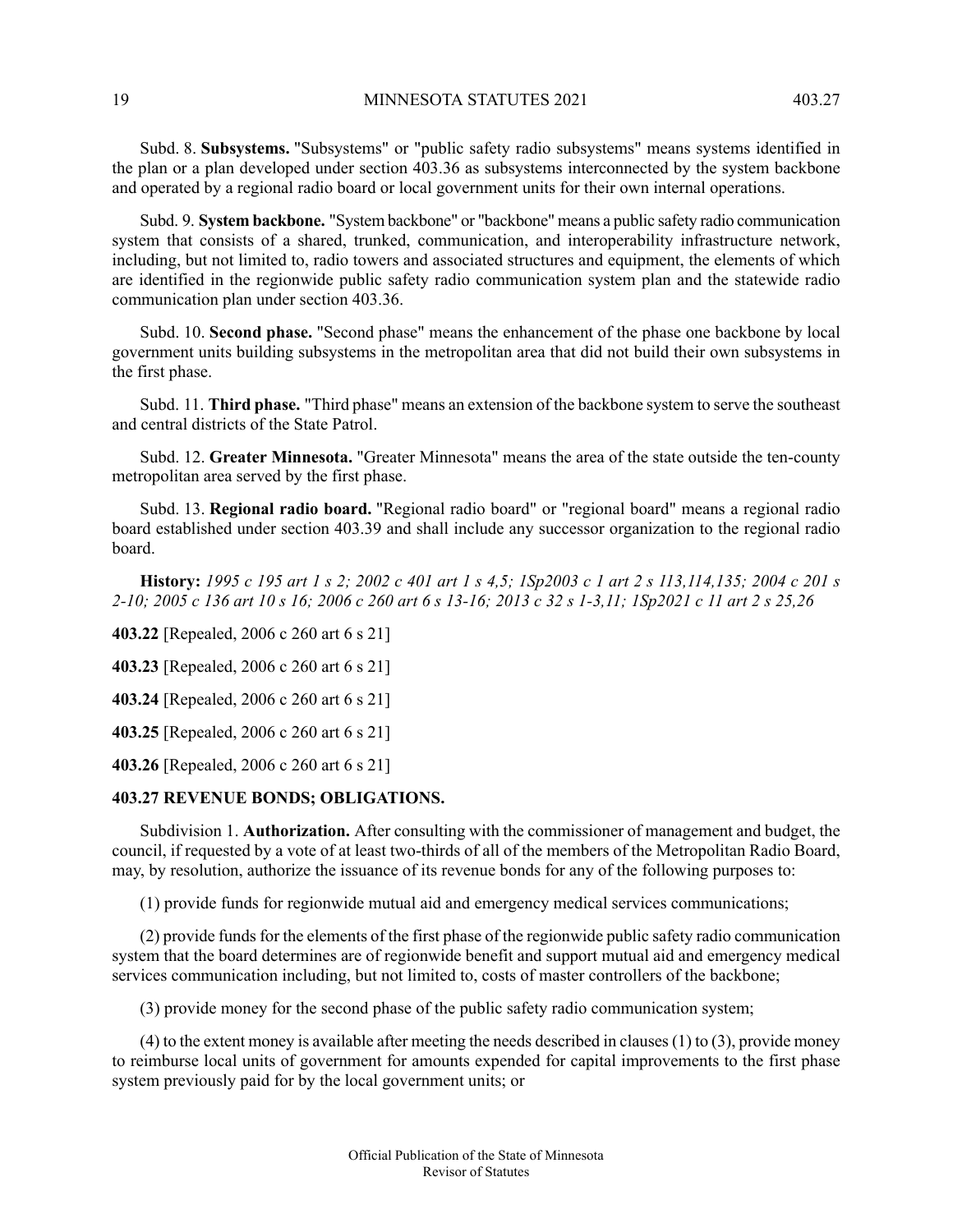Subd. 8. **Subsystems.** "Subsystems" or "public safety radio subsystems" means systems identified in the plan or a plan developed under section 403.36 as subsystems interconnected by the system backbone and operated by a regional radio board or local government units for their own internal operations.

Subd. 9. **System backbone.** "System backbone" or "backbone" means a public safety radio communication system that consists of a shared, trunked, communication, and interoperability infrastructure network, including, but not limited to, radio towers and associated structures and equipment, the elements of which are identified in the regionwide public safety radio communication system plan and the statewide radio communication plan under section 403.36.

Subd. 10. **Second phase.** "Second phase" means the enhancement of the phase one backbone by local government units building subsystems in the metropolitan area that did not build their own subsystems in the first phase.

Subd. 11. **Third phase.** "Third phase" means an extension of the backbone system to serve the southeast and central districts of the State Patrol.

Subd. 12. **Greater Minnesota.** "Greater Minnesota" means the area of the state outside the ten-county metropolitan area served by the first phase.

Subd. 13. **Regional radio board.** "Regional radio board" or "regional board" means a regional radio board established under section 403.39 and shall include any successor organization to the regional radio board.

**History:** *1995 c 195 art 1 s 2; 2002 c 401 art 1 s 4,5; 1Sp2003 c 1 art 2 s 113,114,135; 2004 c 201 s 2-10; 2005 c 136 art 10 s 16; 2006 c 260 art 6 s 13-16; 2013 c 32 s 1-3,11; 1Sp2021 c 11 art 2 s 25,26*

**403.22** [Repealed, 2006 c 260 art 6 s 21]

**403.23** [Repealed, 2006 c 260 art 6 s 21]

**403.24** [Repealed, 2006 c 260 art 6 s 21]

**403.25** [Repealed, 2006 c 260 art 6 s 21]

**403.26** [Repealed, 2006 c 260 art 6 s 21]

## 403.27 REVENUE BONDS; OBLIGATIONS.

Subdivision 1. **Authorization.** After consulting with the commissioner of management and budget, the council, if requested by a vote of at least two-thirds of all of the members of the Metropolitan Radio Board, may, by resolution, authorize the issuance of its revenue bonds for any of the following purposes to:

(1) provide funds for regionwide mutual aid and emergency medical services communications;

(2) provide funds for the elements of the first phase of the regionwide public safety radio communication system that the board determines are of regionwide benefit and support mutual aid and emergency medical services communication including, but not limited to, costs of master controllers of the backbone;

(3) provide money for the second phase of the public safety radio communication system;

(4) to the extent money is available after meeting the needs described in clauses (1) to (3), provide money to reimburse local units of government for amounts expended for capital improvements to the first phase system previously paid for by the local government units; or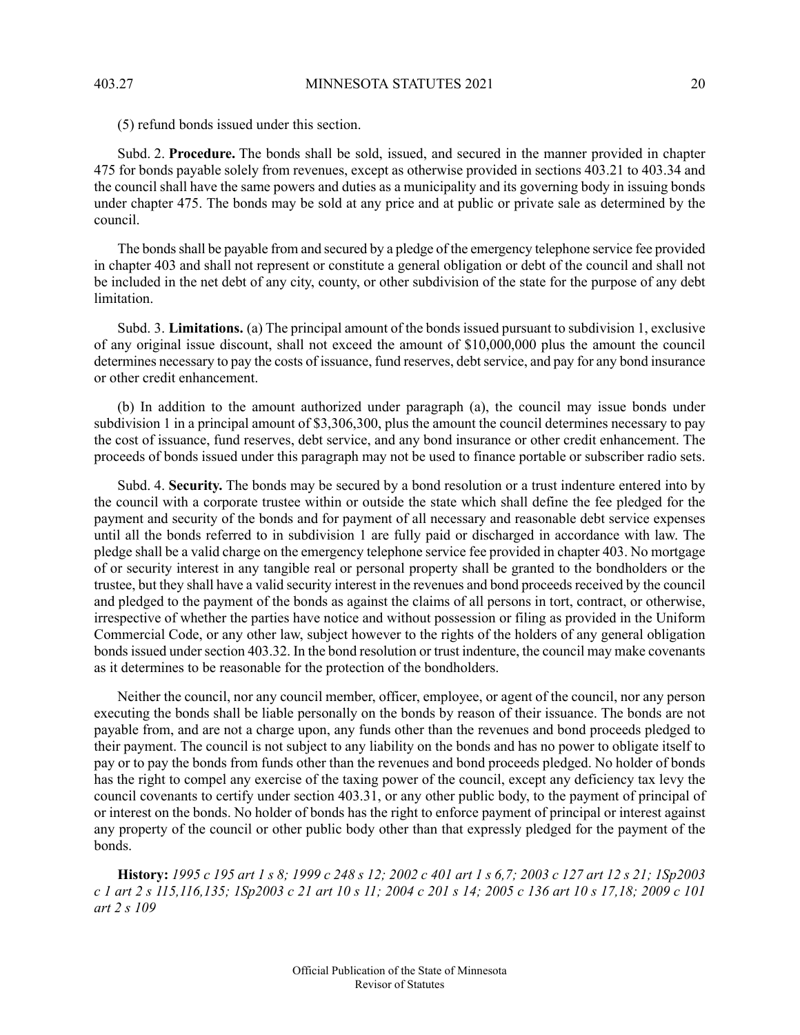(5) refund bonds issued under this section.

Subd. 2. **Procedure.** The bonds shall be sold, issued, and secured in the manner provided in chapter 475 for bonds payable solely from revenues, except as otherwise provided in sections 403.21 to 403.34 and the council shall have the same powers and duties as a municipality and its governing body in issuing bonds under chapter 475. The bonds may be sold at any price and at public or private sale as determined by the council.

The bonds shall be payable from and secured by a pledge of the emergency telephone service fee provided in chapter 403 and shall not represent or constitute a general obligation or debt of the council and shall not be included in the net debt of any city, county, or other subdivision of the state for the purpose of any debt limitation.

Subd. 3. **Limitations.** (a) The principal amount of the bonds issued pursuant to subdivision 1, exclusive of any original issue discount, shall not exceed the amount of $10,000,000 plus the amount the council determines necessary to pay the costs of issuance, fund reserves, debt service, and pay for any bond insurance or other credit enhancement.

(b) In addition to the amount authorized under paragraph (a), the council may issue bonds under subdivision 1 in a principal amount of $3,306,300, plus the amount the council determines necessary to pay the cost of issuance, fund reserves, debt service, and any bond insurance or other credit enhancement. The proceeds of bonds issued under this paragraph may not be used to finance portable or subscriber radio sets.

Subd. 4. **Security.** The bonds may be secured by a bond resolution or a trust indenture entered into by the council with a corporate trustee within or outside the state which shall define the fee pledged for the payment and security of the bonds and for payment of all necessary and reasonable debt service expenses until all the bonds referred to in subdivision 1 are fully paid or discharged in accordance with law. The pledge shall be a valid charge on the emergency telephone service fee provided in chapter 403. No mortgage of or security interest in any tangible real or personal property shall be granted to the bondholders or the trustee, but they shall have a valid security interest in the revenues and bond proceeds received by the council and pledged to the payment of the bonds as against the claims of all persons in tort, contract, or otherwise, irrespective of whether the parties have notice and without possession or filing as provided in the Uniform Commercial Code, or any other law, subject however to the rights of the holders of any general obligation bonds issued under section 403.32. In the bond resolution or trust indenture, the council may make covenants as it determines to be reasonable for the protection of the bondholders.

Neither the council, nor any council member, officer, employee, or agent of the council, nor any person executing the bonds shall be liable personally on the bonds by reason of their issuance. The bonds are not payable from, and are not a charge upon, any funds other than the revenues and bond proceeds pledged to their payment. The council is not subject to any liability on the bonds and has no power to obligate itself to pay or to pay the bonds from funds other than the revenues and bond proceeds pledged. No holder of bonds has the right to compel any exercise of the taxing power of the council, except any deficiency tax levy the council covenants to certify under section 403.31, or any other public body, to the payment of principal of or interest on the bonds. No holder of bonds has the right to enforce payment of principal or interest against any property of the council or other public body other than that expressly pledged for the payment of the bonds.

**History:** *1995 c 195 art 1 s 8; 1999 c 248 s 12; 2002 c 401 art 1 s 6,7; 2003 c 127 art 12 s 21; 1Sp2003 c 1 art 2 s 115,116,135; 1Sp2003 c 21 art 10 s 11; 2004 c 201 s 14; 2005 c 136 art 10 s 17,18; 2009 c 101 art 2 s 109*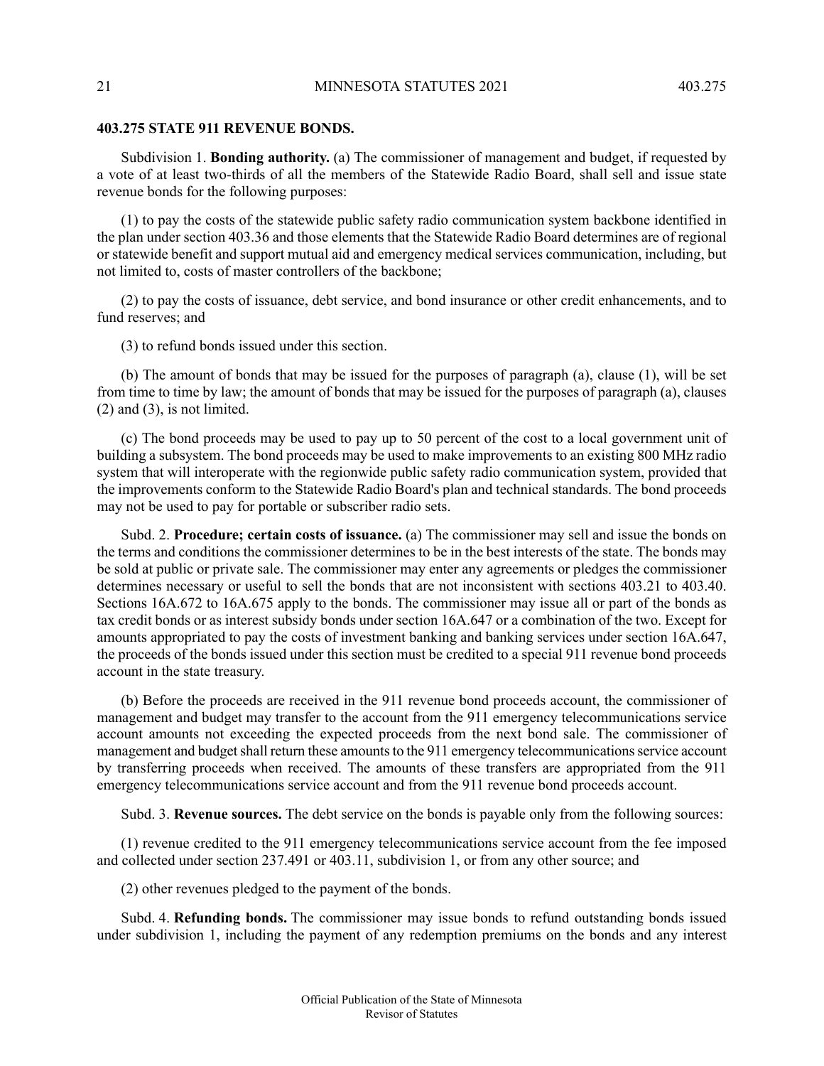**403.275 STATE 911 REVENUE BONDS.**

Subdivision 1. **Bonding authority.** (a) The commissioner of management and budget, if requested by a vote of at least two-thirds of all the members of the Statewide Radio Board, shall sell and issue state revenue bonds for the following purposes:

(1) to pay the costs of the statewide public safety radio communication system backbone identified in the plan under section 403.36 and those elements that the Statewide Radio Board determines are of regional or statewide benefit and support mutual aid and emergency medical services communication, including, but not limited to, costs of master controllers of the backbone;

(2) to pay the costs of issuance, debt service, and bond insurance or other credit enhancements, and to fund reserves; and

(3) to refund bonds issued under this section.

(b) The amount of bonds that may be issued for the purposes of paragraph (a), clause (1), will be set from time to time by law; the amount of bonds that may be issued for the purposes of paragraph (a), clauses (2) and (3), is not limited.

(c) The bond proceeds may be used to pay up to 50 percent of the cost to a local government unit of building a subsystem. The bond proceeds may be used to make improvements to an existing 800 MHz radio system that will interoperate with the regionwide public safety radio communication system, provided that the improvements conform to the Statewide Radio Board's plan and technical standards. The bond proceeds may not be used to pay for portable or subscriber radio sets.

Subd. 2. **Procedure; certain costs of issuance.** (a) The commissioner may sell and issue the bonds on the terms and conditions the commissioner determines to be in the best interests of the state. The bonds may be sold at public or private sale. The commissioner may enter any agreements or pledges the commissioner determines necessary or useful to sell the bonds that are not inconsistent with sections 403.21 to 403.40. Sections 16A.672 to 16A.675 apply to the bonds. The commissioner may issue all or part of the bonds as tax credit bonds or as interest subsidy bonds under section 16A.647 or a combination of the two. Except for amounts appropriated to pay the costs of investment banking and banking services under section 16A.647, the proceeds of the bonds issued under this section must be credited to a special 911 revenue bond proceeds account in the state treasury.

(b) Before the proceeds are received in the 911 revenue bond proceeds account, the commissioner of management and budget may transfer to the account from the 911 emergency telecommunications service account amounts not exceeding the expected proceeds from the next bond sale. The commissioner of management and budget shall return these amounts to the 911 emergency telecommunications service account by transferring proceeds when received. The amounts of these transfers are appropriated from the 911 emergency telecommunications service account and from the 911 revenue bond proceeds account.

Subd. 3. **Revenue sources.** The debt service on the bonds is payable only from the following sources:

(1) revenue credited to the 911 emergency telecommunications service account from the fee imposed and collected under section 237.491 or 403.11, subdivision 1, or from any other source; and

(2) other revenues pledged to the payment of the bonds.

Subd. 4. **Refunding bonds.** The commissioner may issue bonds to refund outstanding bonds issued under subdivision 1, including the payment of any redemption premiums on the bonds and any interest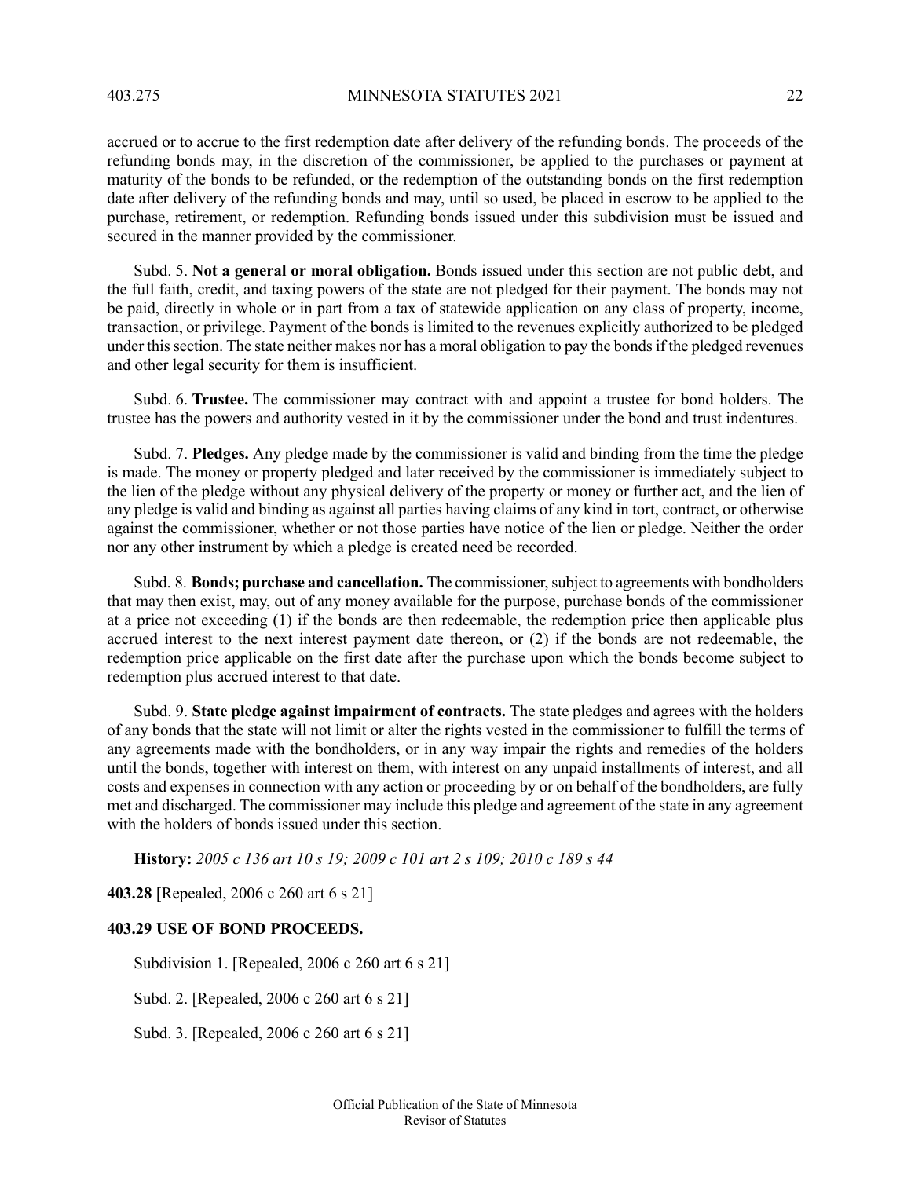accrued or to accrue to the first redemption date after delivery of the refunding bonds. The proceeds of the refunding bonds may, in the discretion of the commissioner, be applied to the purchases or payment at maturity of the bonds to be refunded, or the redemption of the outstanding bonds on the first redemption date after delivery of the refunding bonds and may, until so used, be placed in escrow to be applied to the purchase, retirement, or redemption. Refunding bonds issued under this subdivision must be issued and secured in the manner provided by the commissioner.

Subd. 5. **Not a general or moral obligation.** Bonds issued under this section are not public debt, and the full faith, credit, and taxing powers of the state are not pledged for their payment. The bonds may not be paid, directly in whole or in part from a tax of statewide application on any class of property, income, transaction, or privilege. Payment of the bonds is limited to the revenues explicitly authorized to be pledged under this section. The state neither makes nor has a moral obligation to pay the bonds if the pledged revenues and other legal security for them is insufficient.

Subd. 6. **Trustee.** The commissioner may contract with and appoint a trustee for bond holders. The trustee has the powers and authority vested in it by the commissioner under the bond and trust indentures.

Subd. 7. **Pledges.** Any pledge made by the commissioner is valid and binding from the time the pledge is made. The money or property pledged and later received by the commissioner is immediately subject to the lien of the pledge without any physical delivery of the property or money or further act, and the lien of any pledge is valid and binding as against all parties having claims of any kind in tort, contract, or otherwise against the commissioner, whether or not those parties have notice of the lien or pledge. Neither the order nor any other instrument by which a pledge is created need be recorded.

Subd. 8. **Bonds; purchase and cancellation.** The commissioner, subject to agreements with bondholders that may then exist, may, out of any money available for the purpose, purchase bonds of the commissioner at a price not exceeding (1) if the bonds are then redeemable, the redemption price then applicable plus accrued interest to the next interest payment date thereon, or (2) if the bonds are not redeemable, the redemption price applicable on the first date after the purchase upon which the bonds become subject to redemption plus accrued interest to that date.

Subd. 9. **State pledge against impairment of contracts.** The state pledges and agrees with the holders of any bonds that the state will not limit or alter the rights vested in the commissioner to fulfill the terms of any agreements made with the bondholders, or in any way impair the rights and remedies of the holders until the bonds, together with interest on them, with interest on any unpaid installments of interest, and all costs and expenses in connection with any action or proceeding by or on behalf of the bondholders, are fully met and discharged. The commissioner may include this pledge and agreement of the state in any agreement with the holders of bonds issued under this section.

**History:** *2005 c 136 art 10 s 19; 2009 c 101 art 2 s 109; 2010 c 189 s 44*

**403.28** [Repealed, 2006 c 260 art 6 s 21]

**403.29 USE OF BOND PROCEEDS.**

Subdivision 1. [Repealed, 2006 c 260 art 6 s 21]

Subd. 2. [Repealed, 2006 c 260 art 6 s 21]

Subd. 3. [Repealed, 2006 c 260 art 6 s 21]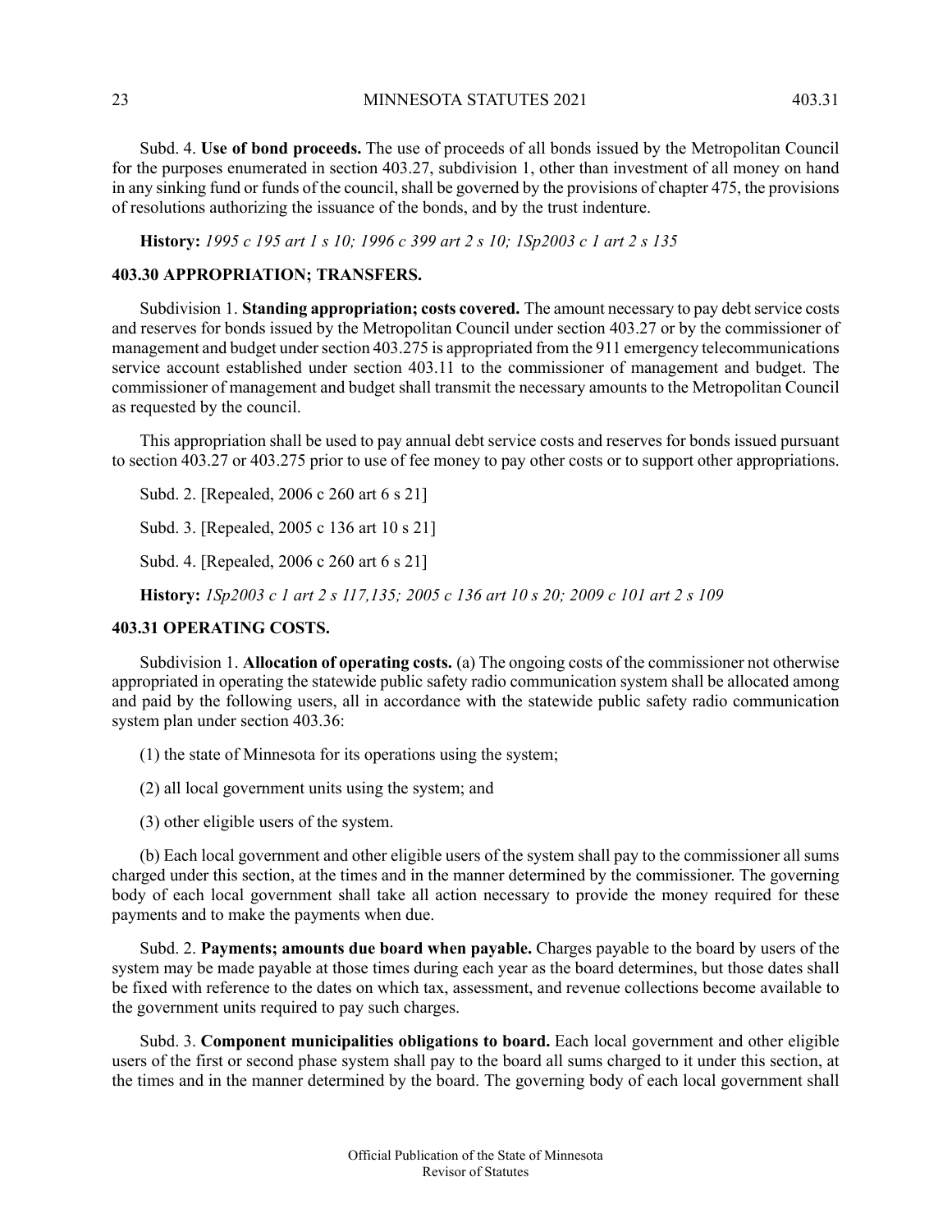Subd. 4. **Use of bond proceeds.** The use of proceeds of all bonds issued by the Metropolitan Council for the purposes enumerated in section 403.27, subdivision 1, other than investment of all money on hand in any sinking fund or funds of the council, shall be governed by the provisions of chapter 475, the provisions of resolutions authorizing the issuance of the bonds, and by the trust indenture.

**History:** *1995 c 195 art 1 s 10; 1996 c 399 art 2 s 10; 1Sp2003 c 1 art 2 s 135*

## 403.30 APPROPRIATION; TRANSFERS.

Subdivision 1. **Standing appropriation; costs covered.** The amount necessary to pay debt service costs and reserves for bonds issued by the Metropolitan Council under section 403.27 or by the commissioner of management and budget under section 403.275 is appropriated from the 911 emergency telecommunications service account established under section 403.11 to the commissioner of management and budget. The commissioner of management and budget shall transmit the necessary amounts to the Metropolitan Council as requested by the council.

This appropriation shall be used to pay annual debt service costs and reserves for bonds issued pursuant to section 403.27 or 403.275 prior to use of fee money to pay other costs or to support other appropriations.

Subd. 2. [Repealed, 2006 c 260 art 6 s 21]

Subd. 3. [Repealed, 2005 c 136 art 10 s 21]

Subd. 4. [Repealed, 2006 c 260 art 6 s 21]

**History:** *1Sp2003 c 1 art 2 s 117,135; 2005 c 136 art 10 s 20; 2009 c 101 art 2 s 109*

## 403.31 OPERATING COSTS.

Subdivision 1. **Allocation of operating costs.** (a) The ongoing costs of the commissioner not otherwise appropriated in operating the statewide public safety radio communication system shall be allocated among and paid by the following users, all in accordance with the statewide public safety radio communication system plan under section 403.36:

(1) the state of Minnesota for its operations using the system;

(2) all local government units using the system; and

(3) other eligible users of the system.

(b) Each local government and other eligible users of the system shall pay to the commissioner all sums charged under this section, at the times and in the manner determined by the commissioner. The governing body of each local government shall take all action necessary to provide the money required for these payments and to make the payments when due.

Subd. 2. **Payments; amounts due board when payable.** Charges payable to the board by users of the system may be made payable at those times during each year as the board determines, but those dates shall be fixed with reference to the dates on which tax, assessment, and revenue collections become available to the government units required to pay such charges.

Subd. 3. **Component municipalities obligations to board.** Each local government and other eligible users of the first or second phase system shall pay to the board all sums charged to it under this section, at the times and in the manner determined by the board. The governing body of each local government shall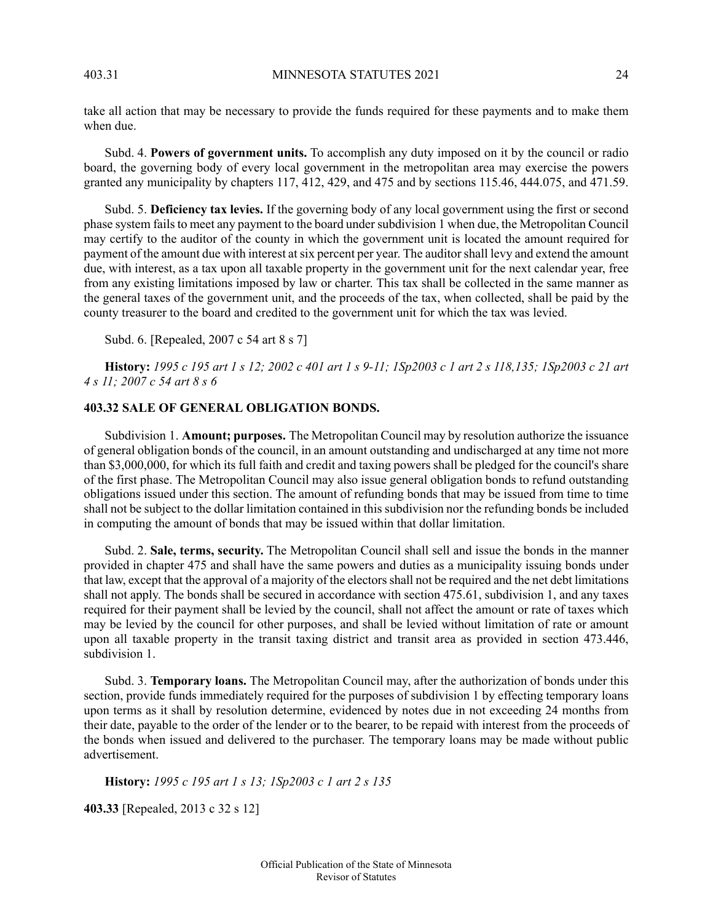take all action that may be necessary to provide the funds required for these payments and to make them when due.

Subd. 4. **Powers of government units.** To accomplish any duty imposed on it by the council or radio board, the governing body of every local government in the metropolitan area may exercise the powers granted any municipality by chapters 117, 412, 429, and 475 and by sections 115.46, 444.075, and 471.59.

Subd. 5. **Deficiency tax levies.** If the governing body of any local government using the first or second phase system fails to meet any payment to the board under subdivision 1 when due, the Metropolitan Council may certify to the auditor of the county in which the government unit is located the amount required for payment of the amount due with interest at six percent per year. The auditor shall levy and extend the amount due, with interest, as a tax upon all taxable property in the government unit for the next calendar year, free from any existing limitations imposed by law or charter. This tax shall be collected in the same manner as the general taxes of the government unit, and the proceeds of the tax, when collected, shall be paid by the county treasurer to the board and credited to the government unit for which the tax was levied.

Subd. 6. [Repealed, 2007 c 54 art 8 s 7]

**History:** *1995 c 195 art 1 s 12; 2002 c 401 art 1 s 9-11; 1Sp2003 c 1 art 2 s 118,135; 1Sp2003 c 21 art 4 s 11; 2007 c 54 art 8 s 6*

## 403.32 SALE OF GENERAL OBLIGATION BONDS.

Subdivision 1. **Amount; purposes.** The Metropolitan Council may by resolution authorize the issuance of general obligation bonds of the council, in an amount outstanding and undischarged at any time not more than $3,000,000, for which its full faith and credit and taxing powers shall be pledged for the council's share of the first phase. The Metropolitan Council may also issue general obligation bonds to refund outstanding obligations issued under this section. The amount of refunding bonds that may be issued from time to time shall not be subject to the dollar limitation contained in this subdivision nor the refunding bonds be included in computing the amount of bonds that may be issued within that dollar limitation.

Subd. 2. **Sale, terms, security.** The Metropolitan Council shall sell and issue the bonds in the manner provided in chapter 475 and shall have the same powers and duties as a municipality issuing bonds under that law, except that the approval of a majority of the electors shall not be required and the net debt limitations shall not apply. The bonds shall be secured in accordance with section 475.61, subdivision 1, and any taxes required for their payment shall be levied by the council, shall not affect the amount or rate of taxes which may be levied by the council for other purposes, and shall be levied without limitation of rate or amount upon all taxable property in the transit taxing district and transit area as provided in section 473.446, subdivision 1.

Subd. 3. **Temporary loans.** The Metropolitan Council may, after the authorization of bonds under this section, provide funds immediately required for the purposes of subdivision 1 by effecting temporary loans upon terms as it shall by resolution determine, evidenced by notes due in not exceeding 24 months from their date, payable to the order of the lender or to the bearer, to be repaid with interest from the proceeds of the bonds when issued and delivered to the purchaser. The temporary loans may be made without public advertisement.

**History:** *1995 c 195 art 1 s 13; 1Sp2003 c 1 art 2 s 135*

**403.33** [Repealed, 2013 c 32 s 12]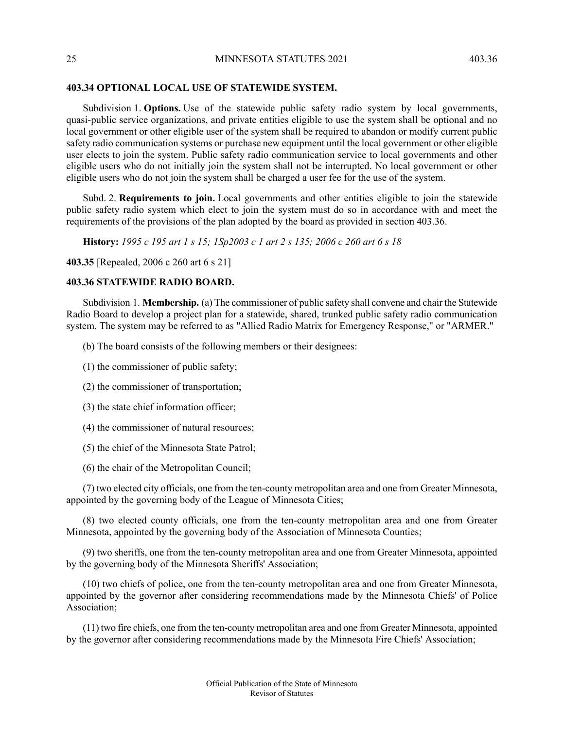**403.34 OPTIONAL LOCAL USE OF STATEWIDE SYSTEM.**

Subdivision 1. **Options.** Use of the statewide public safety radio system by local governments, quasi-public service organizations, and private entities eligible to use the system shall be optional and no local government or other eligible user of the system shall be required to abandon or modify current public safety radio communication systems or purchase new equipment until the local government or other eligible user elects to join the system. Public safety radio communication service to local governments and other eligible users who do not initially join the system shall not be interrupted. No local government or other eligible users who do not join the system shall be charged a user fee for the use of the system.

Subd. 2. **Requirements to join.** Local governments and other entities eligible to join the statewide public safety radio system which elect to join the system must do so in accordance with and meet the requirements of the provisions of the plan adopted by the board as provided in section 403.36.

**History:** *1995 c 195 art 1 s 15; 1Sp2003 c 1 art 2 s 135; 2006 c 260 art 6 s 18*

**403.35** [Repealed, 2006 c 260 art 6 s 21]

**403.36 STATEWIDE RADIO BOARD.**

Subdivision 1. **Membership.** (a) The commissioner of public safety shall convene and chair the Statewide Radio Board to develop a project plan for a statewide, shared, trunked public safety radio communication system. The system may be referred to as "Allied Radio Matrix for Emergency Response," or "ARMER."

(b) The board consists of the following members or their designees:

(1) the commissioner of public safety;

(2) the commissioner of transportation;

(3) the state chief information officer;

(4) the commissioner of natural resources;

(5) the chief of the Minnesota State Patrol;

(6) the chair of the Metropolitan Council;

(7) two elected city officials, one from the ten-county metropolitan area and one from Greater Minnesota, appointed by the governing body of the League of Minnesota Cities;

(8) two elected county officials, one from the ten-county metropolitan area and one from Greater Minnesota, appointed by the governing body of the Association of Minnesota Counties;

(9) two sheriffs, one from the ten-county metropolitan area and one from Greater Minnesota, appointed by the governing body of the Minnesota Sheriffs' Association;

(10) two chiefs of police, one from the ten-county metropolitan area and one from Greater Minnesota, appointed by the governor after considering recommendations made by the Minnesota Chiefs' of Police Association;

(11) two fire chiefs, one from the ten-county metropolitan area and one from Greater Minnesota, appointed by the governor after considering recommendations made by the Minnesota Fire Chiefs' Association;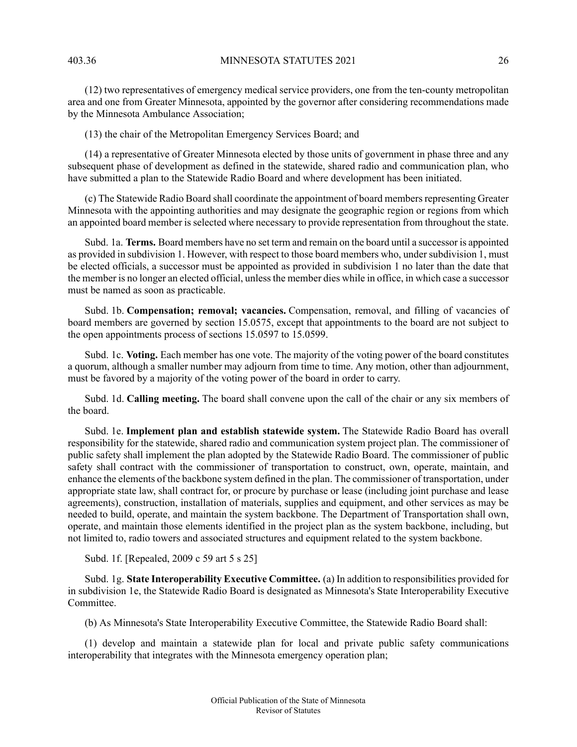(12) two representatives of emergency medical service providers, one from the ten-county metropolitan area and one from Greater Minnesota, appointed by the governor after considering recommendations made by the Minnesota Ambulance Association;

(13) the chair of the Metropolitan Emergency Services Board; and

(14) a representative of Greater Minnesota elected by those units of government in phase three and any subsequent phase of development as defined in the statewide, shared radio and communication plan, who have submitted a plan to the Statewide Radio Board and where development has been initiated.

(c) The Statewide Radio Board shall coordinate the appointment of board members representing Greater Minnesota with the appointing authorities and may designate the geographic region or regions from which an appointed board member is selected where necessary to provide representation from throughout the state.

Subd. 1a. **Terms.** Board members have no set term and remain on the board until a successor is appointed as provided in subdivision 1. However, with respect to those board members who, under subdivision 1, must be elected officials, a successor must be appointed as provided in subdivision 1 no later than the date that the member is no longer an elected official, unless the member dies while in office, in which case a successor must be named as soon as practicable.

Subd. 1b. **Compensation; removal; vacancies.** Compensation, removal, and filling of vacancies of board members are governed by section 15.0575, except that appointments to the board are not subject to the open appointments process of sections 15.0597 to 15.0599.

Subd. 1c. **Voting.** Each member has one vote. The majority of the voting power of the board constitutes a quorum, although a smaller number may adjourn from time to time. Any motion, other than adjournment, must be favored by a majority of the voting power of the board in order to carry.

Subd. 1d. **Calling meeting.** The board shall convene upon the call of the chair or any six members of the board.

Subd. 1e. **Implement plan and establish statewide system.** The Statewide Radio Board has overall responsibility for the statewide, shared radio and communication system project plan. The commissioner of public safety shall implement the plan adopted by the Statewide Radio Board. The commissioner of public safety shall contract with the commissioner of transportation to construct, own, operate, maintain, and enhance the elements of the backbone system defined in the plan. The commissioner of transportation, under appropriate state law, shall contract for, or procure by purchase or lease (including joint purchase and lease agreements), construction, installation of materials, supplies and equipment, and other services as may be needed to build, operate, and maintain the system backbone. The Department of Transportation shall own, operate, and maintain those elements identified in the project plan as the system backbone, including, but not limited to, radio towers and associated structures and equipment related to the system backbone.

Subd. 1f. [Repealed, 2009 c 59 art 5 s 25]

Subd. 1g. **State Interoperability Executive Committee.** (a) In addition to responsibilities provided for in subdivision 1e, the Statewide Radio Board is designated as Minnesota's State Interoperability Executive Committee.

(b) As Minnesota's State Interoperability Executive Committee, the Statewide Radio Board shall:

(1) develop and maintain a statewide plan for local and private public safety communications interoperability that integrates with the Minnesota emergency operation plan;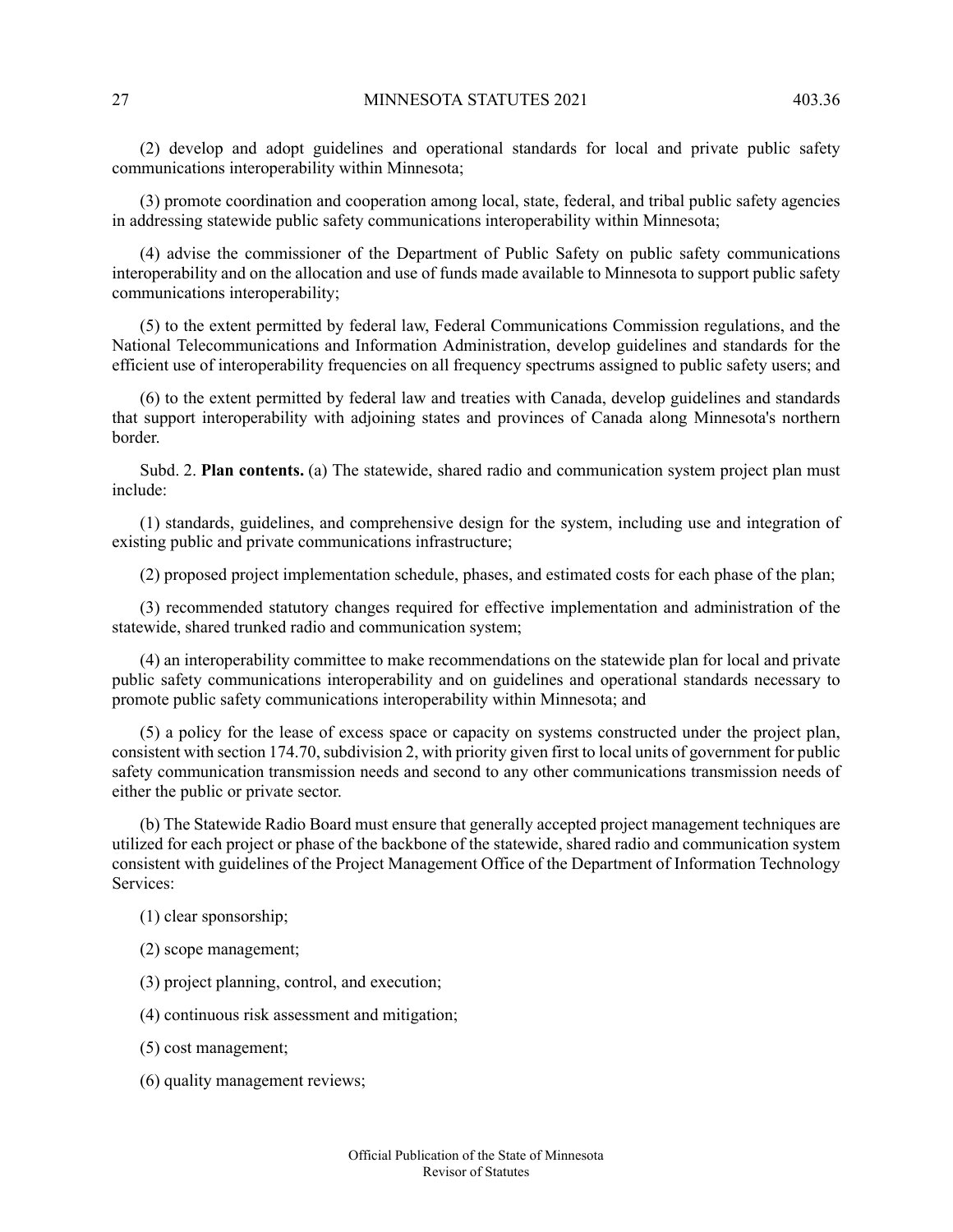(2) develop and adopt guidelines and operational standards for local and private public safety communications interoperability within Minnesota;

(3) promote coordination and cooperation among local, state, federal, and tribal public safety agencies in addressing statewide public safety communications interoperability within Minnesota;

(4) advise the commissioner of the Department of Public Safety on public safety communications interoperability and on the allocation and use of funds made available to Minnesota to support public safety communications interoperability;

(5) to the extent permitted by federal law, Federal Communications Commission regulations, and the National Telecommunications and Information Administration, develop guidelines and standards for the efficient use of interoperability frequencies on all frequency spectrums assigned to public safety users; and

(6) to the extent permitted by federal law and treaties with Canada, develop guidelines and standards that support interoperability with adjoining states and provinces of Canada along Minnesota's northern border.

Subd. 2. **Plan contents.** (a) The statewide, shared radio and communication system project plan must include:

(1) standards, guidelines, and comprehensive design for the system, including use and integration of existing public and private communications infrastructure;

(2) proposed project implementation schedule, phases, and estimated costs for each phase of the plan;

(3) recommended statutory changes required for effective implementation and administration of the statewide, shared trunked radio and communication system;

(4) an interoperability committee to make recommendations on the statewide plan for local and private public safety communications interoperability and on guidelines and operational standards necessary to promote public safety communications interoperability within Minnesota; and

(5) a policy for the lease of excess space or capacity on systems constructed under the project plan, consistent with section 174.70, subdivision 2, with priority given first to local units of government for public safety communication transmission needs and second to any other communications transmission needs of either the public or private sector.

(b) The Statewide Radio Board must ensure that generally accepted project management techniques are utilized for each project or phase of the backbone of the statewide, shared radio and communication system consistent with guidelines of the Project Management Office of the Department of Information Technology Services:

(1) clear sponsorship;

(2) scope management;

(3) project planning, control, and execution;

(4) continuous risk assessment and mitigation;

(5) cost management;

(6) quality management reviews;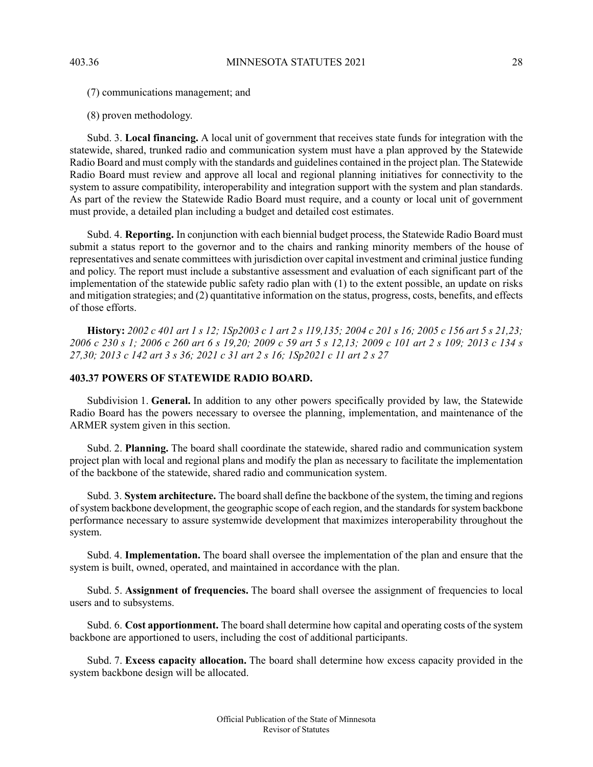(7) communications management; and

(8) proven methodology.

Subd. 3. **Local financing.** A local unit of government that receives state funds for integration with the statewide, shared, trunked radio and communication system must have a plan approved by the Statewide Radio Board and must comply with the standards and guidelines contained in the project plan. The Statewide Radio Board must review and approve all local and regional planning initiatives for connectivity to the system to assure compatibility, interoperability and integration support with the system and plan standards. As part of the review the Statewide Radio Board must require, and a county or local unit of government must provide, a detailed plan including a budget and detailed cost estimates.

Subd. 4. **Reporting.** In conjunction with each biennial budget process, the Statewide Radio Board must submit a status report to the governor and to the chairs and ranking minority members of the house of representatives and senate committees with jurisdiction over capital investment and criminal justice funding and policy. The report must include a substantive assessment and evaluation of each significant part of the implementation of the statewide public safety radio plan with (1) to the extent possible, an update on risks and mitigation strategies; and (2) quantitative information on the status, progress, costs, benefits, and effects of those efforts.

**History:** *2002 c 401 art 1 s 12; 1Sp2003 c 1 art 2 s 119,135; 2004 c 201 s 16; 2005 c 156 art 5 s 21,23; 2006 c 230 s 1; 2006 c 260 art 6 s 19,20; 2009 c 59 art 5 s 12,13; 2009 c 101 art 2 s 109; 2013 c 134 s 27,30; 2013 c 142 art 3 s 36; 2021 c 31 art 2 s 16; 1Sp2021 c 11 art 2 s 27*

### 403.37 POWERS OF STATEWIDE RADIO BOARD.

Subdivision 1. **General.** In addition to any other powers specifically provided by law, the Statewide Radio Board has the powers necessary to oversee the planning, implementation, and maintenance of the ARMER system given in this section.

Subd. 2. **Planning.** The board shall coordinate the statewide, shared radio and communication system project plan with local and regional plans and modify the plan as necessary to facilitate the implementation of the backbone of the statewide, shared radio and communication system.

Subd. 3. **System architecture.** The board shall define the backbone of the system, the timing and regions of system backbone development, the geographic scope of each region, and the standards for system backbone performance necessary to assure systemwide development that maximizes interoperability throughout the system.

Subd. 4. **Implementation.** The board shall oversee the implementation of the plan and ensure that the system is built, owned, operated, and maintained in accordance with the plan.

Subd. 5. **Assignment of frequencies.** The board shall oversee the assignment of frequencies to local users and to subsystems.

Subd. 6. **Cost apportionment.** The board shall determine how capital and operating costs of the system backbone are apportioned to users, including the cost of additional participants.

Subd. 7. **Excess capacity allocation.** The board shall determine how excess capacity provided in the system backbone design will be allocated.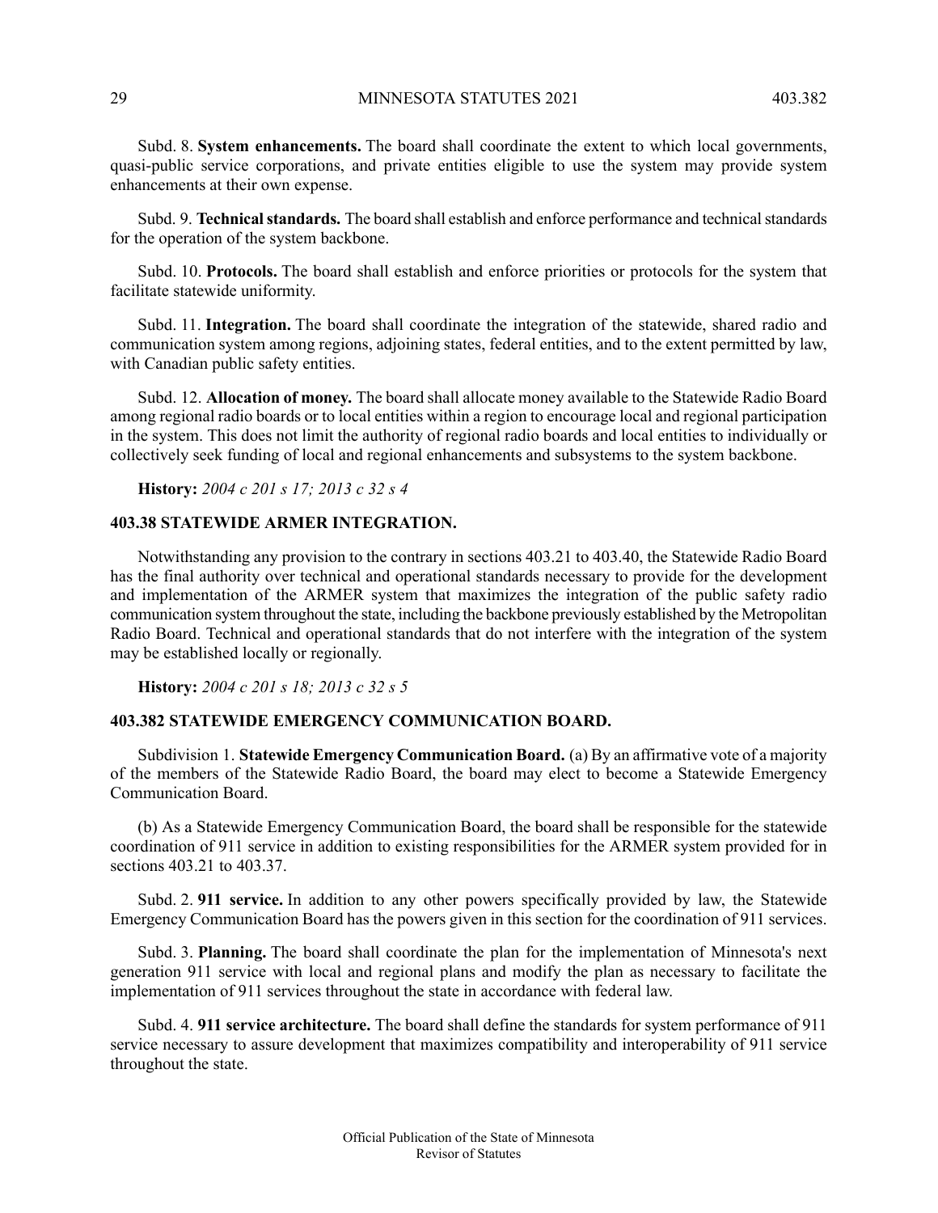Subd. 8. **System enhancements.** The board shall coordinate the extent to which local governments, quasi-public service corporations, and private entities eligible to use the system may provide system enhancements at their own expense.

Subd. 9. **Technical standards.** The board shall establish and enforce performance and technical standards for the operation of the system backbone.

Subd. 10. **Protocols.** The board shall establish and enforce priorities or protocols for the system that facilitate statewide uniformity.

Subd. 11. **Integration.** The board shall coordinate the integration of the statewide, shared radio and communication system among regions, adjoining states, federal entities, and to the extent permitted by law, with Canadian public safety entities.

Subd. 12. **Allocation of money.** The board shall allocate money available to the Statewide Radio Board among regional radio boards or to local entities within a region to encourage local and regional participation in the system. This does not limit the authority of regional radio boards and local entities to individually or collectively seek funding of local and regional enhancements and subsystems to the system backbone.

**History:** *2004 c 201 s 17; 2013 c 32 s 4*

## 403.38 STATEWIDE ARMER INTEGRATION.

Notwithstanding any provision to the contrary in sections 403.21 to 403.40, the Statewide Radio Board has the final authority over technical and operational standards necessary to provide for the development and implementation of the ARMER system that maximizes the integration of the public safety radio communication system throughout the state, including the backbone previously established by the Metropolitan Radio Board. Technical and operational standards that do not interfere with the integration of the system may be established locally or regionally.

**History:** *2004 c 201 s 18; 2013 c 32 s 5*

## 403.382 STATEWIDE EMERGENCY COMMUNICATION BOARD.

Subdivision 1. **Statewide Emergency Communication Board.** (a) By an affirmative vote of a majority of the members of the Statewide Radio Board, the board may elect to become a Statewide Emergency Communication Board.

(b) As a Statewide Emergency Communication Board, the board shall be responsible for the statewide coordination of 911 service in addition to existing responsibilities for the ARMER system provided for in sections 403.21 to 403.37.

Subd. 2. **911 service.** In addition to any other powers specifically provided by law, the Statewide Emergency Communication Board has the powers given in this section for the coordination of 911 services.

Subd. 3. **Planning.** The board shall coordinate the plan for the implementation of Minnesota's next generation 911 service with local and regional plans and modify the plan as necessary to facilitate the implementation of 911 services throughout the state in accordance with federal law.

Subd. 4. **911 service architecture.** The board shall define the standards for system performance of 911 service necessary to assure development that maximizes compatibility and interoperability of 911 service throughout the state.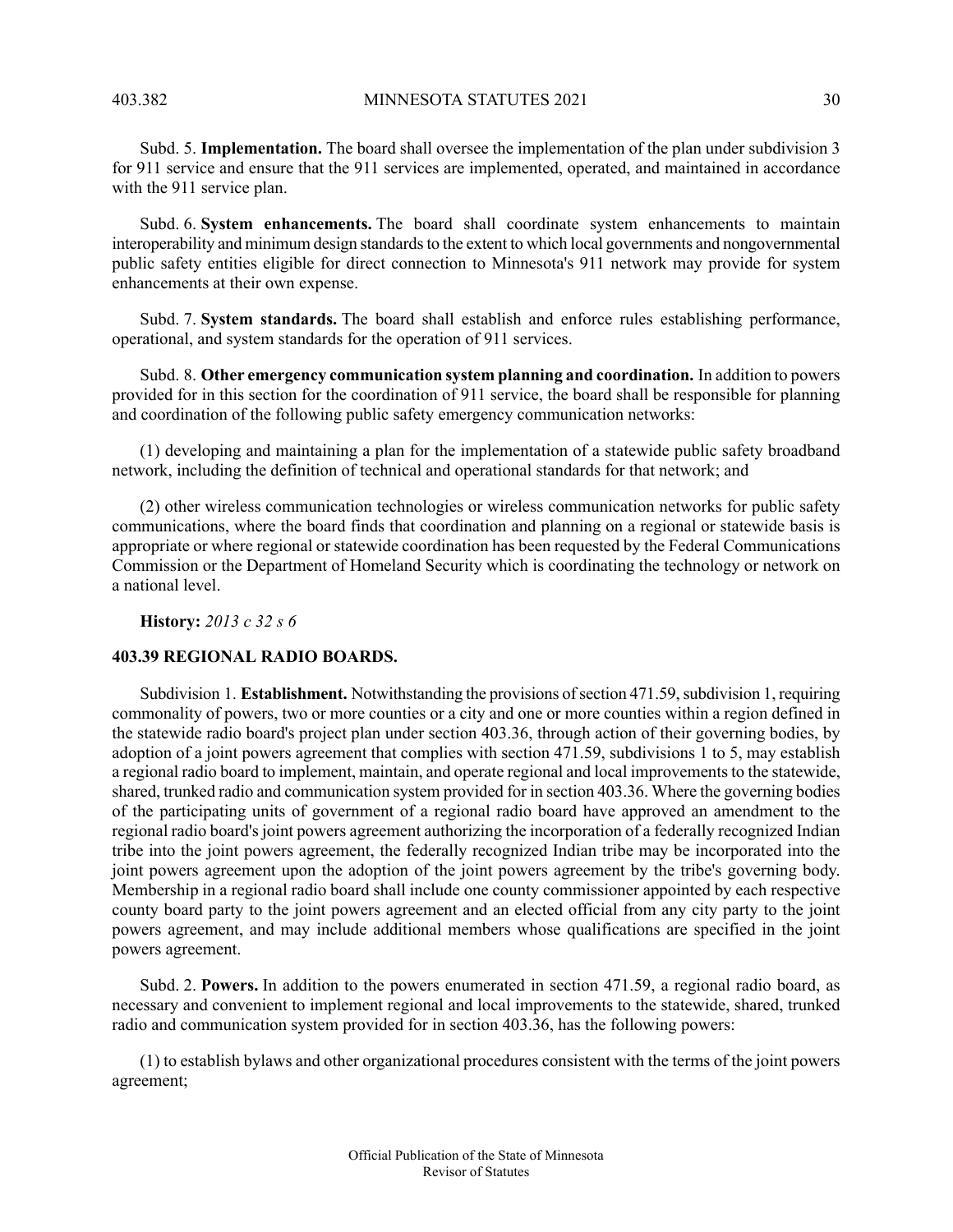Subd. 5. **Implementation.** The board shall oversee the implementation of the plan under subdivision 3 for 911 service and ensure that the 911 services are implemented, operated, and maintained in accordance with the 911 service plan.

Subd. 6. **System enhancements.** The board shall coordinate system enhancements to maintain interoperability and minimum design standards to the extent to which local governments and nongovernmental public safety entities eligible for direct connection to Minnesota's 911 network may provide for system enhancements at their own expense.

Subd. 7. **System standards.** The board shall establish and enforce rules establishing performance, operational, and system standards for the operation of 911 services.

Subd. 8. **Other emergency communication system planning and coordination.** In addition to powers provided for in this section for the coordination of 911 service, the board shall be responsible for planning and coordination of the following public safety emergency communication networks:

(1) developing and maintaining a plan for the implementation of a statewide public safety broadband network, including the definition of technical and operational standards for that network; and

(2) other wireless communication technologies or wireless communication networks for public safety communications, where the board finds that coordination and planning on a regional or statewide basis is appropriate or where regional or statewide coordination has been requested by the Federal Communications Commission or the Department of Homeland Security which is coordinating the technology or network on a national level.

**History:** *2013 c 32 s 6*

## 403.39 REGIONAL RADIO BOARDS.

Subdivision 1. **Establishment.** Notwithstanding the provisions of section 471.59, subdivision 1, requiring commonality of powers, two or more counties or a city and one or more counties within a region defined in the statewide radio board's project plan under section 403.36, through action of their governing bodies, by adoption of a joint powers agreement that complies with section 471.59, subdivisions 1 to 5, may establish a regional radio board to implement, maintain, and operate regional and local improvements to the statewide, shared, trunked radio and communication system provided for in section 403.36. Where the governing bodies of the participating units of government of a regional radio board have approved an amendment to the regional radio board's joint powers agreement authorizing the incorporation of a federally recognized Indian tribe into the joint powers agreement, the federally recognized Indian tribe may be incorporated into the joint powers agreement upon the adoption of the joint powers agreement by the tribe's governing body. Membership in a regional radio board shall include one county commissioner appointed by each respective county board party to the joint powers agreement and an elected official from any city party to the joint powers agreement, and may include additional members whose qualifications are specified in the joint powers agreement.

Subd. 2. **Powers.** In addition to the powers enumerated in section 471.59, a regional radio board, as necessary and convenient to implement regional and local improvements to the statewide, shared, trunked radio and communication system provided for in section 403.36, has the following powers:

(1) to establish bylaws and other organizational procedures consistent with the terms of the joint powers agreement;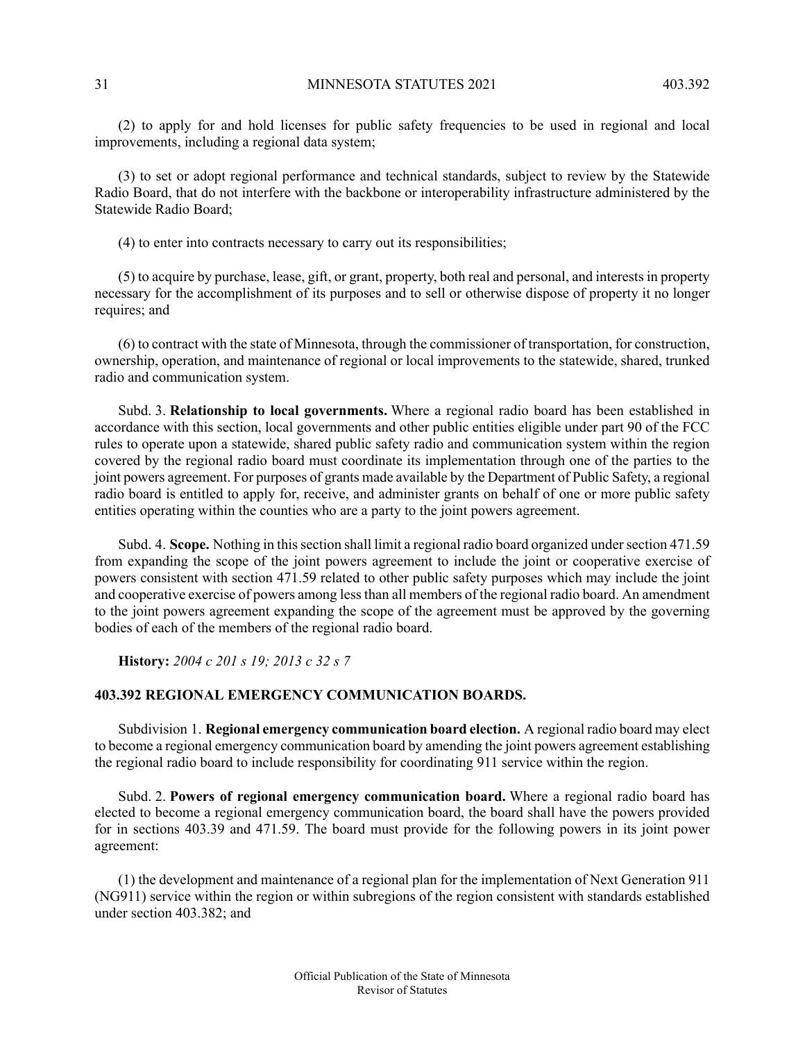(2) to apply for and hold licenses for public safety frequencies to be used in regional and local improvements, including a regional data system;

(3) to set or adopt regional performance and technical standards, subject to review by the Statewide Radio Board, that do not interfere with the backbone or interoperability infrastructure administered by the Statewide Radio Board;

(4) to enter into contracts necessary to carry out its responsibilities;

(5) to acquire by purchase, lease, gift, or grant, property, both real and personal, and interests in property necessary for the accomplishment of its purposes and to sell or otherwise dispose of property it no longer requires; and

(6) to contract with the state of Minnesota, through the commissioner of transportation, for construction, ownership, operation, and maintenance of regional or local improvements to the statewide, shared, trunked radio and communication system.

Subd. 3. **Relationship to local governments.** Where a regional radio board has been established in accordance with this section, local governments and other public entities eligible under part 90 of the FCC rules to operate upon a statewide, shared public safety radio and communication system within the region covered by the regional radio board must coordinate its implementation through one of the parties to the joint powers agreement. For purposes of grants made available by the Department of Public Safety, a regional radio board is entitled to apply for, receive, and administer grants on behalf of one or more public safety entities operating within the counties who are a party to the joint powers agreement.

Subd. 4. **Scope.** Nothing in this section shall limit a regional radio board organized under section 471.59 from expanding the scope of the joint powers agreement to include the joint or cooperative exercise of powers consistent with section 471.59 related to other public safety purposes which may include the joint and cooperative exercise of powers among less than all members of the regional radio board. An amendment to the joint powers agreement expanding the scope of the agreement must be approved by the governing bodies of each of the members of the regional radio board.

**History:** *2004 c 201 s 19; 2013 c 32 s 7*

## 403.392 REGIONAL EMERGENCY COMMUNICATION BOARDS.

Subdivision 1. **Regional emergency communication board election.** A regional radio board may elect to become a regional emergency communication board by amending the joint powers agreement establishing the regional radio board to include responsibility for coordinating 911 service within the region.

Subd. 2. **Powers of regional emergency communication board.** Where a regional radio board has elected to become a regional emergency communication board, the board shall have the powers provided for in sections 403.39 and 471.59. The board must provide for the following powers in its joint power agreement:

(1) the development and maintenance of a regional plan for the implementation of Next Generation 911 (NG911) service within the region or within subregions of the region consistent with standards established under section 403.382; and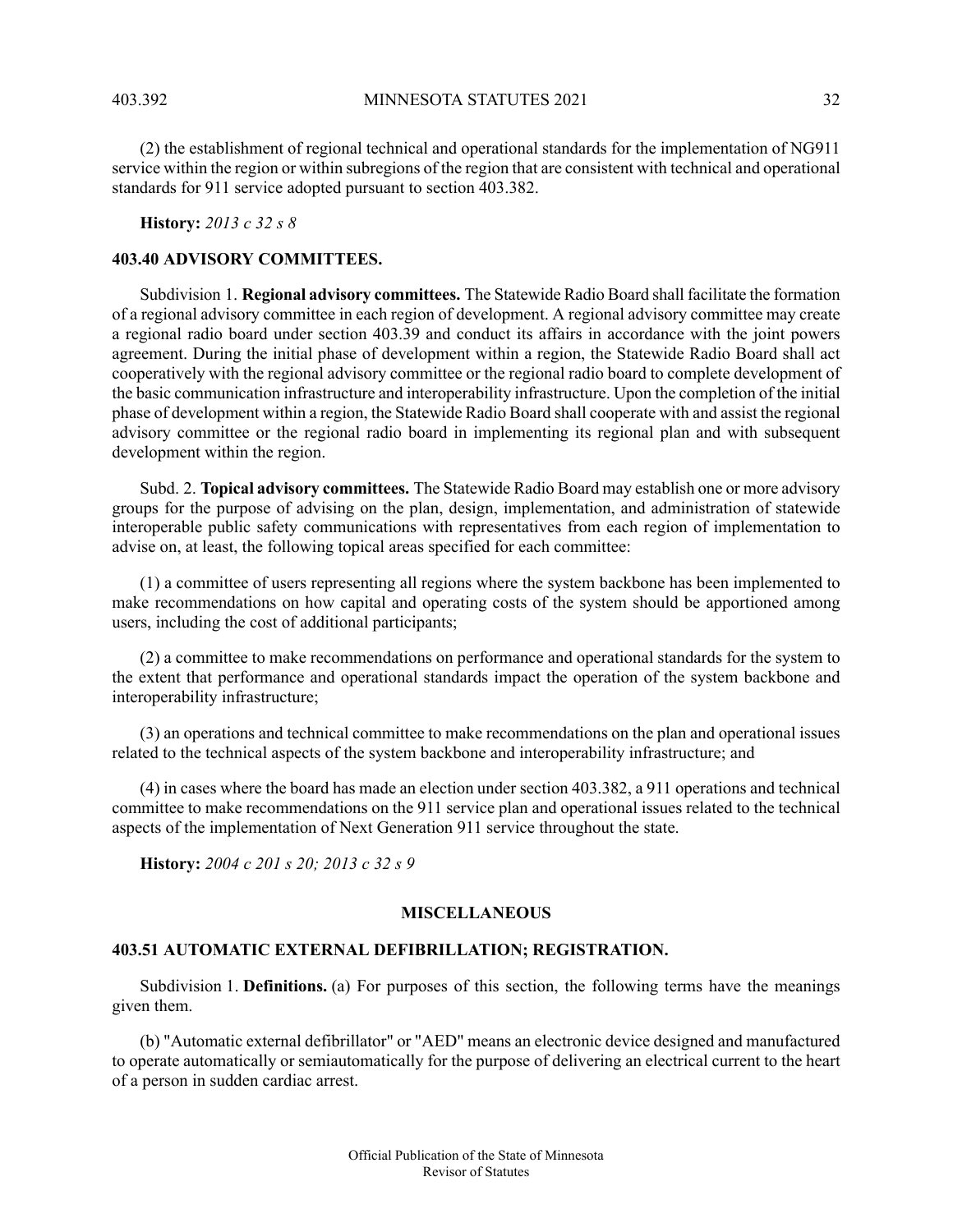(2) the establishment of regional technical and operational standards for the implementation of NG911 service within the region or within subregions of the region that are consistent with technical and operational standards for 911 service adopted pursuant to section 403.382.

**History:** *2013 c 32 s 8*

### 403.40 ADVISORY COMMITTEES.

Subdivision 1. **Regional advisory committees.** The Statewide Radio Board shall facilitate the formation of a regional advisory committee in each region of development. A regional advisory committee may create a regional radio board under section 403.39 and conduct its affairs in accordance with the joint powers agreement. During the initial phase of development within a region, the Statewide Radio Board shall act cooperatively with the regional advisory committee or the regional radio board to complete development of the basic communication infrastructure and interoperability infrastructure. Upon the completion of the initial phase of development within a region, the Statewide Radio Board shall cooperate with and assist the regional advisory committee or the regional radio board in implementing its regional plan and with subsequent development within the region.

Subd. 2. **Topical advisory committees.** The Statewide Radio Board may establish one or more advisory groups for the purpose of advising on the plan, design, implementation, and administration of statewide interoperable public safety communications with representatives from each region of implementation to advise on, at least, the following topical areas specified for each committee:

(1) a committee of users representing all regions where the system backbone has been implemented to make recommendations on how capital and operating costs of the system should be apportioned among users, including the cost of additional participants;

(2) a committee to make recommendations on performance and operational standards for the system to the extent that performance and operational standards impact the operation of the system backbone and interoperability infrastructure;

(3) an operations and technical committee to make recommendations on the plan and operational issues related to the technical aspects of the system backbone and interoperability infrastructure; and

(4) in cases where the board has made an election under section 403.382, a 911 operations and technical committee to make recommendations on the 911 service plan and operational issues related to the technical aspects of the implementation of Next Generation 911 service throughout the state.

**History:** *2004 c 201 s 20; 2013 c 32 s 9*

## MISCELLANEOUS

### 403.51 AUTOMATIC EXTERNAL DEFIBRILLATION; REGISTRATION.

Subdivision 1. **Definitions.** (a) For purposes of this section, the following terms have the meanings given them.

(b) "Automatic external defibrillator" or "AED" means an electronic device designed and manufactured to operate automatically or semiautomatically for the purpose of delivering an electrical current to the heart of a person in sudden cardiac arrest.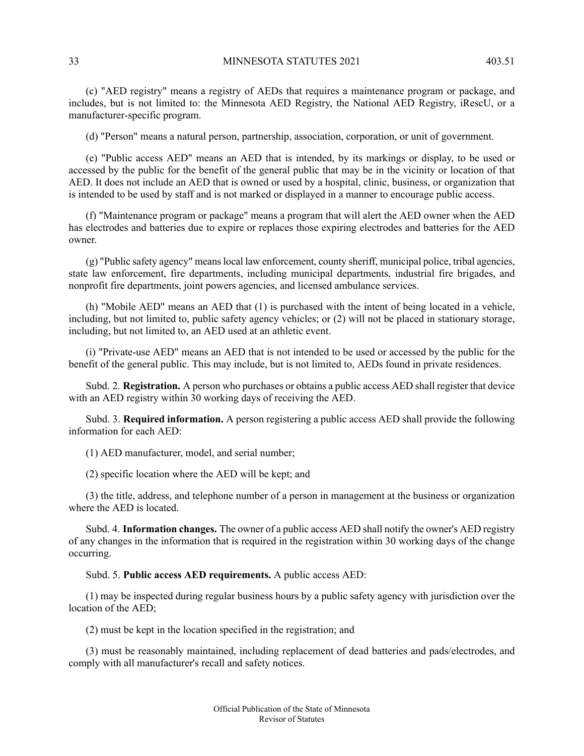(c) "AED registry" means a registry of AEDs that requires a maintenance program or package, and includes, but is not limited to: the Minnesota AED Registry, the National AED Registry, iRescU, or a manufacturer-specific program.

(d) "Person" means a natural person, partnership, association, corporation, or unit of government.

(e) "Public access AED" means an AED that is intended, by its markings or display, to be used or accessed by the public for the benefit of the general public that may be in the vicinity or location of that AED. It does not include an AED that is owned or used by a hospital, clinic, business, or organization that is intended to be used by staff and is not marked or displayed in a manner to encourage public access.

(f) "Maintenance program or package" means a program that will alert the AED owner when the AED has electrodes and batteries due to expire or replaces those expiring electrodes and batteries for the AED owner.

(g) "Public safety agency" means local law enforcement, county sheriff, municipal police, tribal agencies, state law enforcement, fire departments, including municipal departments, industrial fire brigades, and nonprofit fire departments, joint powers agencies, and licensed ambulance services.

(h) "Mobile AED" means an AED that (1) is purchased with the intent of being located in a vehicle, including, but not limited to, public safety agency vehicles; or (2) will not be placed in stationary storage, including, but not limited to, an AED used at an athletic event.

(i) "Private-use AED" means an AED that is not intended to be used or accessed by the public for the benefit of the general public. This may include, but is not limited to, AEDs found in private residences.

Subd. 2. **Registration.** A person who purchases or obtains a public access AED shall register that device with an AED registry within 30 working days of receiving the AED.

Subd. 3. **Required information.** A person registering a public access AED shall provide the following information for each AED:

(1) AED manufacturer, model, and serial number;

(2) specific location where the AED will be kept; and

(3) the title, address, and telephone number of a person in management at the business or organization where the AED is located.

Subd. 4. **Information changes.** The owner of a public access AED shall notify the owner's AED registry of any changes in the information that is required in the registration within 30 working days of the change occurring.

Subd. 5. **Public access AED requirements.** A public access AED:

(1) may be inspected during regular business hours by a public safety agency with jurisdiction over the location of the AED;

(2) must be kept in the location specified in the registration; and

(3) must be reasonably maintained, including replacement of dead batteries and pads/electrodes, and comply with all manufacturer's recall and safety notices.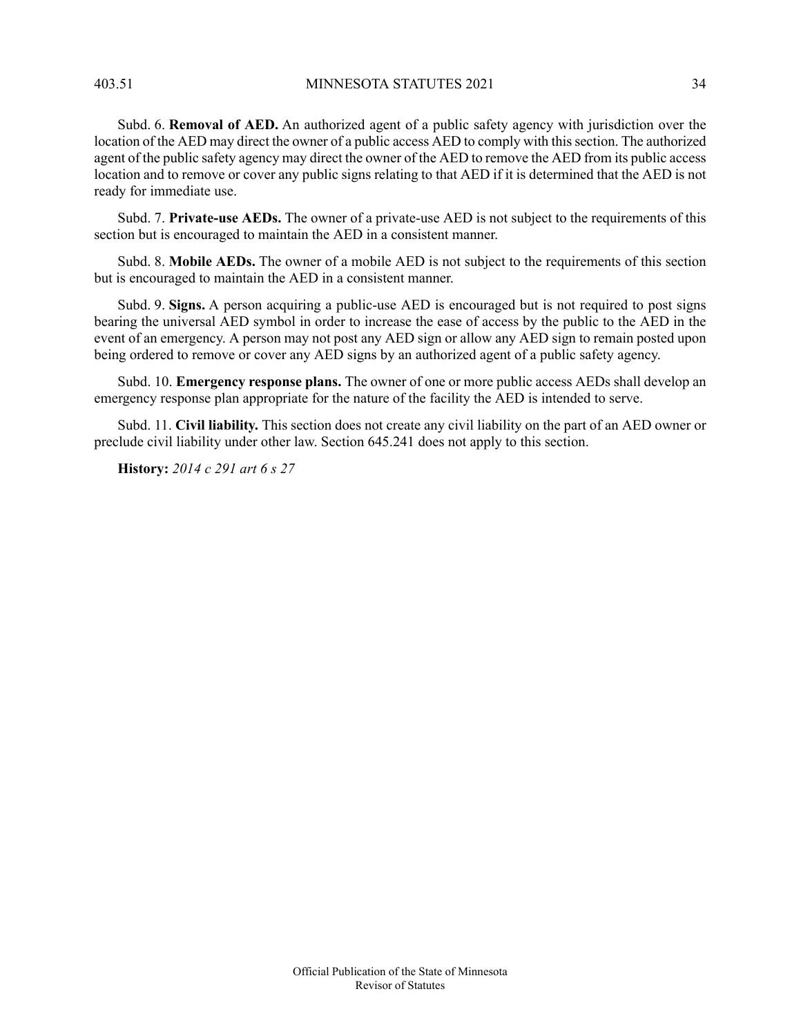Subd. 6. **Removal of AED.** An authorized agent of a public safety agency with jurisdiction over the location of the AED may direct the owner of a public access AED to comply with this section. The authorized agent of the public safety agency may direct the owner of the AED to remove the AED from its public access location and to remove or cover any public signs relating to that AED if it is determined that the AED is not ready for immediate use.

Subd. 7. **Private-use AEDs.** The owner of a private-use AED is not subject to the requirements of this section but is encouraged to maintain the AED in a consistent manner.

Subd. 8. **Mobile AEDs.** The owner of a mobile AED is not subject to the requirements of this section but is encouraged to maintain the AED in a consistent manner.

Subd. 9. **Signs.** A person acquiring a public-use AED is encouraged but is not required to post signs bearing the universal AED symbol in order to increase the ease of access by the public to the AED in the event of an emergency. A person may not post any AED sign or allow any AED sign to remain posted upon being ordered to remove or cover any AED signs by an authorized agent of a public safety agency.

Subd. 10. **Emergency response plans.** The owner of one or more public access AEDs shall develop an emergency response plan appropriate for the nature of the facility the AED is intended to serve.

Subd. 11. **Civil liability.** This section does not create any civil liability on the part of an AED owner or preclude civil liability under other law. Section 645.241 does not apply to this section.

**History:** *2014 c 291 art 6 s 27*